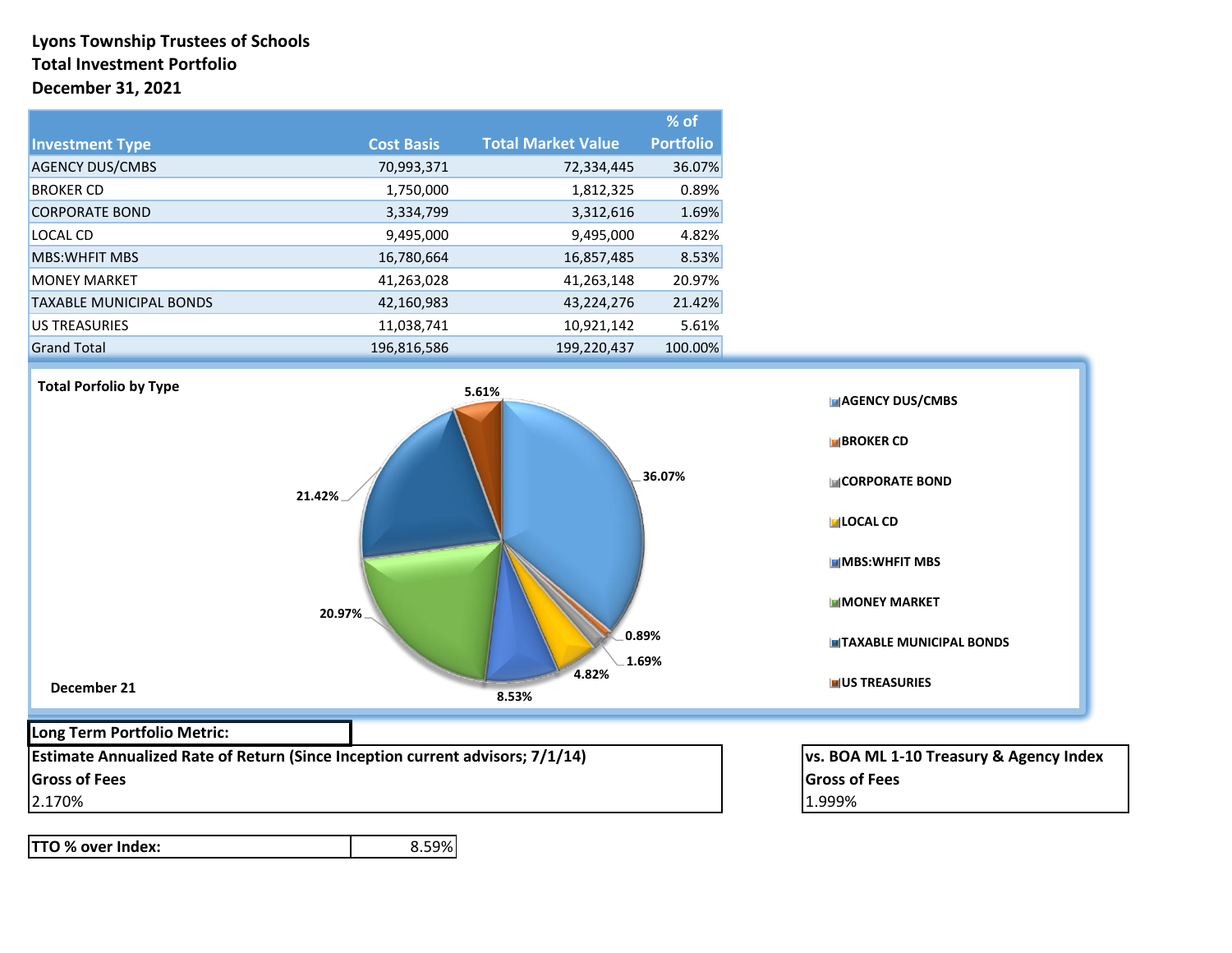**Lyons Township Trustees of Schools**
**Total Investment Portfolio**
**December 31, 2021**

| Investment Type | Cost Basis | Total Market Value | % of Portfolio |
|---|---|---|---|
| AGENCY DUS/CMBS | 70,993,371 | 72,334,445 | 36.07% |
| BROKER CD | 1,750,000 | 1,812,325 | 0.89% |
| CORPORATE BOND | 3,334,799 | 3,312,616 | 1.69% |
| LOCAL CD | 9,495,000 | 9,495,000 | 4.82% |
| MBS:WHFIT MBS | 16,780,664 | 16,857,485 | 8.53% |
| MONEY MARKET | 41,263,028 | 41,263,148 | 20.97% |
| TAXABLE MUNICIPAL BONDS | 42,160,983 | 43,224,276 | 21.42% |
| US TREASURIES | 11,038,741 | 10,921,142 | 5.61% |
| Grand Total | 196,816,586 | 199,220,437 | 100.00% |

**Total Porfolio by Type**

December 21

| Investment Type | % |
|---|---|
| AGENCY DUS/CMBS | 36.07% |
| BROKER CD | 0.89% |
| CORPORATE BOND | 1.69% |
| LOCAL CD | 4.82% |
| MBS:WHFIT MBS | 8.53% |
| MONEY MARKET | 20.97% |
| TAXABLE MUNICIPAL BONDS | 21.42% |
| US TREASURIES | 5.61% |

**Long Term Portfolio Metric:**

**Estimate Annualized Rate of Return (Since Inception current advisors; 7/1/14)**
**Gross of Fees**
2.170%

**vs. BOA ML 1-10 Treasury & Agency Index**
**Gross of Fees**
1.999%

| **TTO % over Index:** | 8.59% |
|---|---|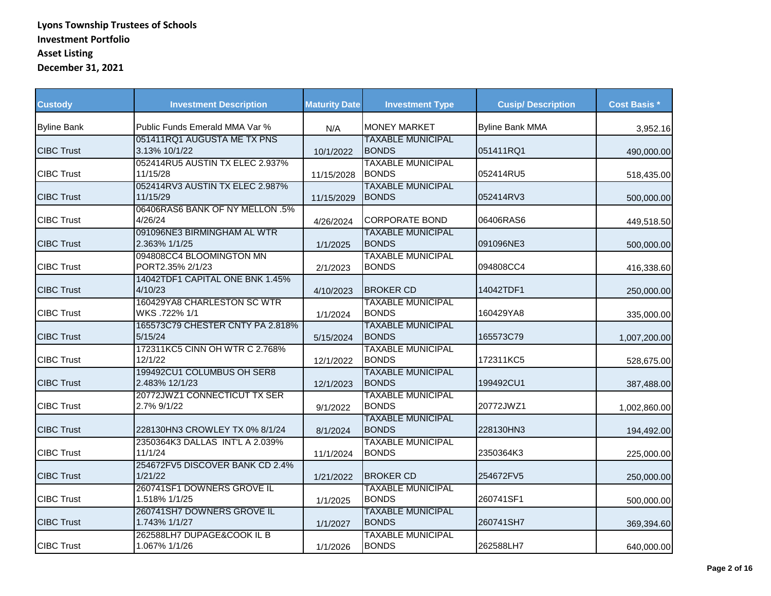**Lyons Township Trustees of Schools**
**Investment Portfolio**
**Asset Listing**
**December 31, 2021**

| Custody | Investment Description | Maturity Date | Investment Type | Cusip/ Description | Cost Basis * |
|---|---|---|---|---|---|
| Byline Bank | Public Funds Emerald MMA Var % | N/A | MONEY MARKET | Byline Bank MMA | 3,952.16 |
| CIBC Trust | 051411RQ1 AUGUSTA ME TX PNS 3.13% 10/1/22 | 10/1/2022 | TAXABLE MUNICIPAL BONDS | 051411RQ1 | 490,000.00 |
| CIBC Trust | 052414RU5 AUSTIN TX ELEC 2.937% 11/15/28 | 11/15/2028 | TAXABLE MUNICIPAL BONDS | 052414RU5 | 518,435.00 |
| CIBC Trust | 052414RV3 AUSTIN TX ELEC 2.987% 11/15/29 | 11/15/2029 | TAXABLE MUNICIPAL BONDS | 052414RV3 | 500,000.00 |
| CIBC Trust | 06406RAS6 BANK OF NY MELLON .5% 4/26/24 | 4/26/2024 | CORPORATE BOND | 06406RAS6 | 449,518.50 |
| CIBC Trust | 091096NE3 BIRMINGHAM AL WTR 2.363% 1/1/25 | 1/1/2025 | TAXABLE MUNICIPAL BONDS | 091096NE3 | 500,000.00 |
| CIBC Trust | 094808CC4 BLOOMINGTON MN PORT2.35% 2/1/23 | 2/1/2023 | TAXABLE MUNICIPAL BONDS | 094808CC4 | 416,338.60 |
| CIBC Trust | 14042TDF1 CAPITAL ONE BNK 1.45% 4/10/23 | 4/10/2023 | BROKER CD | 14042TDF1 | 250,000.00 |
| CIBC Trust | 160429YA8 CHARLESTON SC WTR WKS .722% 1/1 | 1/1/2024 | TAXABLE MUNICIPAL BONDS | 160429YA8 | 335,000.00 |
| CIBC Trust | 165573C79 CHESTER CNTY PA 2.818% 5/15/24 | 5/15/2024 | TAXABLE MUNICIPAL BONDS | 165573C79 | 1,007,200.00 |
| CIBC Trust | 172311KC5 CINN OH WTR C 2.768% 12/1/22 | 12/1/2022 | TAXABLE MUNICIPAL BONDS | 172311KC5 | 528,675.00 |
| CIBC Trust | 199492CU1 COLUMBUS OH SER8 2.483% 12/1/23 | 12/1/2023 | TAXABLE MUNICIPAL BONDS | 199492CU1 | 387,488.00 |
| CIBC Trust | 20772JWZ1 CONNECTICUT TX SER 2.7% 9/1/22 | 9/1/2022 | TAXABLE MUNICIPAL BONDS | 20772JWZ1 | 1,002,860.00 |
| CIBC Trust | 228130HN3 CROWLEY TX 0% 8/1/24 | 8/1/2024 | TAXABLE MUNICIPAL BONDS | 228130HN3 | 194,492.00 |
| CIBC Trust | 2350364K3 DALLAS INT'L A 2.039% 11/1/24 | 11/1/2024 | TAXABLE MUNICIPAL BONDS | 2350364K3 | 225,000.00 |
| CIBC Trust | 254672FV5 DISCOVER BANK CD 2.4% 1/21/22 | 1/21/2022 | BROKER CD | 254672FV5 | 250,000.00 |
| CIBC Trust | 260741SF1 DOWNERS GROVE IL 1.518% 1/1/25 | 1/1/2025 | TAXABLE MUNICIPAL BONDS | 260741SF1 | 500,000.00 |
| CIBC Trust | 260741SH7 DOWNERS GROVE IL 1.743% 1/1/27 | 1/1/2027 | TAXABLE MUNICIPAL BONDS | 260741SH7 | 369,394.60 |
| CIBC Trust | 262588LH7 DUPAGE&COOK IL B 1.067% 1/1/26 | 1/1/2026 | TAXABLE MUNICIPAL BONDS | 262588LH7 | 640,000.00 |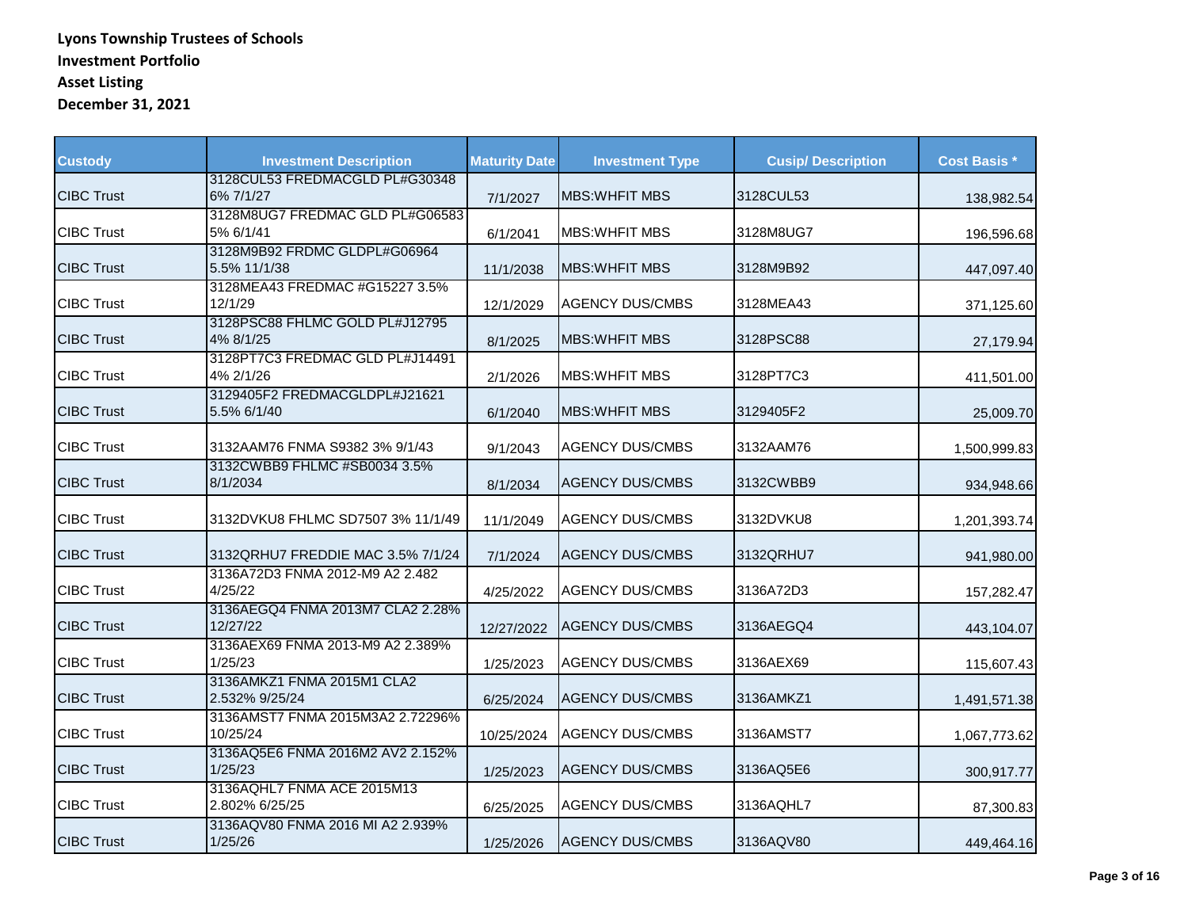**Lyons Township Trustees of Schools**
**Investment Portfolio**
**Asset Listing**
**December 31, 2021**

| Custody | Investment Description | Maturity Date | Investment Type | Cusip/ Description | Cost Basis * |
|---|---|---|---|---|---|
| CIBC Trust | 3128CUL53 FREDMACGLD PL#G30348 6% 7/1/27 | 7/1/2027 | MBS:WHFIT MBS | 3128CUL53 | 138,982.54 |
| CIBC Trust | 3128M8UG7 FREDMAC GLD PL#G06583 5% 6/1/41 | 6/1/2041 | MBS:WHFIT MBS | 3128M8UG7 | 196,596.68 |
| CIBC Trust | 3128M9B92 FRDMC GLDPL#G06964 5.5% 11/1/38 | 11/1/2038 | MBS:WHFIT MBS | 3128M9B92 | 447,097.40 |
| CIBC Trust | 3128MEA43 FREDMAC #G15227 3.5% 12/1/29 | 12/1/2029 | AGENCY DUS/CMBS | 3128MEA43 | 371,125.60 |
| CIBC Trust | 3128PSC88 FHLMC GOLD PL#J12795 4% 8/1/25 | 8/1/2025 | MBS:WHFIT MBS | 3128PSC88 | 27,179.94 |
| CIBC Trust | 3128PT7C3 FREDMAC GLD PL#J14491 4% 2/1/26 | 2/1/2026 | MBS:WHFIT MBS | 3128PT7C3 | 411,501.00 |
| CIBC Trust | 3129405F2 FREDMACGLDPL#J21621 5.5% 6/1/40 | 6/1/2040 | MBS:WHFIT MBS | 3129405F2 | 25,009.70 |
| CIBC Trust | 3132AAM76 FNMA S9382 3% 9/1/43 | 9/1/2043 | AGENCY DUS/CMBS | 3132AAM76 | 1,500,999.83 |
| CIBC Trust | 3132CWBB9 FHLMC #SB0034 3.5% 8/1/2034 | 8/1/2034 | AGENCY DUS/CMBS | 3132CWBB9 | 934,948.66 |
| CIBC Trust | 3132DVKU8 FHLMC SD7507 3% 11/1/49 | 11/1/2049 | AGENCY DUS/CMBS | 3132DVKU8 | 1,201,393.74 |
| CIBC Trust | 3132QRHU7 FREDDIE MAC 3.5% 7/1/24 | 7/1/2024 | AGENCY DUS/CMBS | 3132QRHU7 | 941,980.00 |
| CIBC Trust | 3136A72D3 FNMA 2012-M9 A2 2.482 4/25/22 | 4/25/2022 | AGENCY DUS/CMBS | 3136A72D3 | 157,282.47 |
| CIBC Trust | 3136AEGQ4 FNMA 2013M7 CLA2 2.28% 12/27/22 | 12/27/2022 | AGENCY DUS/CMBS | 3136AEGQ4 | 443,104.07 |
| CIBC Trust | 3136AEX69 FNMA 2013-M9 A2 2.389% 1/25/23 | 1/25/2023 | AGENCY DUS/CMBS | 3136AEX69 | 115,607.43 |
| CIBC Trust | 3136AMKZ1 FNMA 2015M1 CLA2 2.532% 9/25/24 | 6/25/2024 | AGENCY DUS/CMBS | 3136AMKZ1 | 1,491,571.38 |
| CIBC Trust | 3136AMST7 FNMA 2015M3A2 2.72296% 10/25/24 | 10/25/2024 | AGENCY DUS/CMBS | 3136AMST7 | 1,067,773.62 |
| CIBC Trust | 3136AQ5E6 FNMA 2016M2 AV2 2.152% 1/25/23 | 1/25/2023 | AGENCY DUS/CMBS | 3136AQ5E6 | 300,917.77 |
| CIBC Trust | 3136AQHL7 FNMA ACE 2015M13 2.802% 6/25/25 | 6/25/2025 | AGENCY DUS/CMBS | 3136AQHL7 | 87,300.83 |
| CIBC Trust | 3136AQV80 FNMA 2016 MI A2 2.939% 1/25/26 | 1/25/2026 | AGENCY DUS/CMBS | 3136AQV80 | 449,464.16 |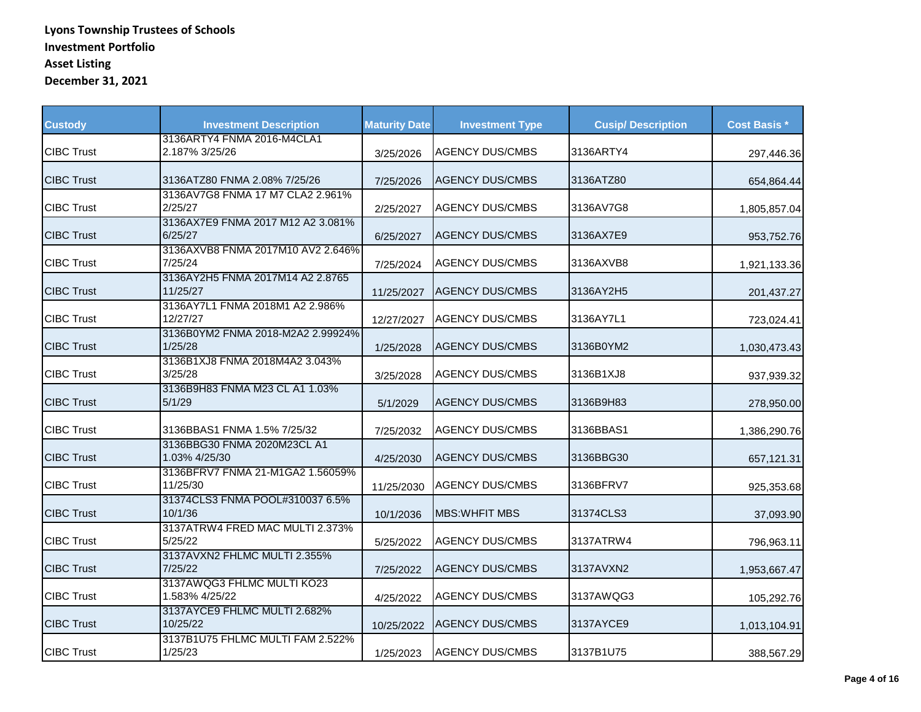**Lyons Township Trustees of Schools**
**Investment Portfolio**
**Asset Listing**
**December 31, 2021**

| Custody | Investment Description | Maturity Date | Investment Type | Cusip/ Description | Cost Basis * |
|---|---|---|---|---|---|
| CIBC Trust | 3136ARTY4 FNMA 2016-M4CLA1 2.187% 3/25/26 | 3/25/2026 | AGENCY DUS/CMBS | 3136ARTY4 | 297,446.36 |
| CIBC Trust | 3136ATZ80 FNMA 2.08% 7/25/26 | 7/25/2026 | AGENCY DUS/CMBS | 3136ATZ80 | 654,864.44 |
| CIBC Trust | 3136AV7G8 FNMA 17 M7 CLA2 2.961% 2/25/27 | 2/25/2027 | AGENCY DUS/CMBS | 3136AV7G8 | 1,805,857.04 |
| CIBC Trust | 3136AX7E9 FNMA 2017 M12 A2 3.081% 6/25/27 | 6/25/2027 | AGENCY DUS/CMBS | 3136AX7E9 | 953,752.76 |
| CIBC Trust | 3136AXVB8 FNMA 2017M10 AV2 2.646% 7/25/24 | 7/25/2024 | AGENCY DUS/CMBS | 3136AXVB8 | 1,921,133.36 |
| CIBC Trust | 3136AY2H5 FNMA 2017M14 A2 2.8765 11/25/27 | 11/25/2027 | AGENCY DUS/CMBS | 3136AY2H5 | 201,437.27 |
| CIBC Trust | 3136AY7L1 FNMA 2018M1 A2 2.986% 12/27/27 | 12/27/2027 | AGENCY DUS/CMBS | 3136AY7L1 | 723,024.41 |
| CIBC Trust | 3136B0YM2 FNMA 2018-M2A2 2.99924% 1/25/28 | 1/25/2028 | AGENCY DUS/CMBS | 3136B0YM2 | 1,030,473.43 |
| CIBC Trust | 3136B1XJ8 FNMA 2018M4A2 3.043% 3/25/28 | 3/25/2028 | AGENCY DUS/CMBS | 3136B1XJ8 | 937,939.32 |
| CIBC Trust | 3136B9H83 FNMA M23 CL A1 1.03% 5/1/29 | 5/1/2029 | AGENCY DUS/CMBS | 3136B9H83 | 278,950.00 |
| CIBC Trust | 3136BBAS1 FNMA 1.5% 7/25/32 | 7/25/2032 | AGENCY DUS/CMBS | 3136BBAS1 | 1,386,290.76 |
| CIBC Trust | 3136BBG30 FNMA 2020M23CL A1 1.03% 4/25/30 | 4/25/2030 | AGENCY DUS/CMBS | 3136BBG30 | 657,121.31 |
| CIBC Trust | 3136BFRV7 FNMA 21-M1GA2 1.56059% 11/25/30 | 11/25/2030 | AGENCY DUS/CMBS | 3136BFRV7 | 925,353.68 |
| CIBC Trust | 31374CLS3 FNMA POOL#310037 6.5% 10/1/36 | 10/1/2036 | MBS:WHFIT MBS | 31374CLS3 | 37,093.90 |
| CIBC Trust | 3137ATRW4 FRED MAC MULTI 2.373% 5/25/22 | 5/25/2022 | AGENCY DUS/CMBS | 3137ATRW4 | 796,963.11 |
| CIBC Trust | 3137AVXN2 FHLMC MULTI 2.355% 7/25/22 | 7/25/2022 | AGENCY DUS/CMBS | 3137AVXN2 | 1,953,667.47 |
| CIBC Trust | 3137AWQG3 FHLMC MULTI KO23 1.583% 4/25/22 | 4/25/2022 | AGENCY DUS/CMBS | 3137AWQG3 | 105,292.76 |
| CIBC Trust | 3137AYCE9 FHLMC MULTI 2.682% 10/25/22 | 10/25/2022 | AGENCY DUS/CMBS | 3137AYCE9 | 1,013,104.91 |
| CIBC Trust | 3137B1U75 FHLMC MULTI FAM 2.522% 1/25/23 | 1/25/2023 | AGENCY DUS/CMBS | 3137B1U75 | 388,567.29 |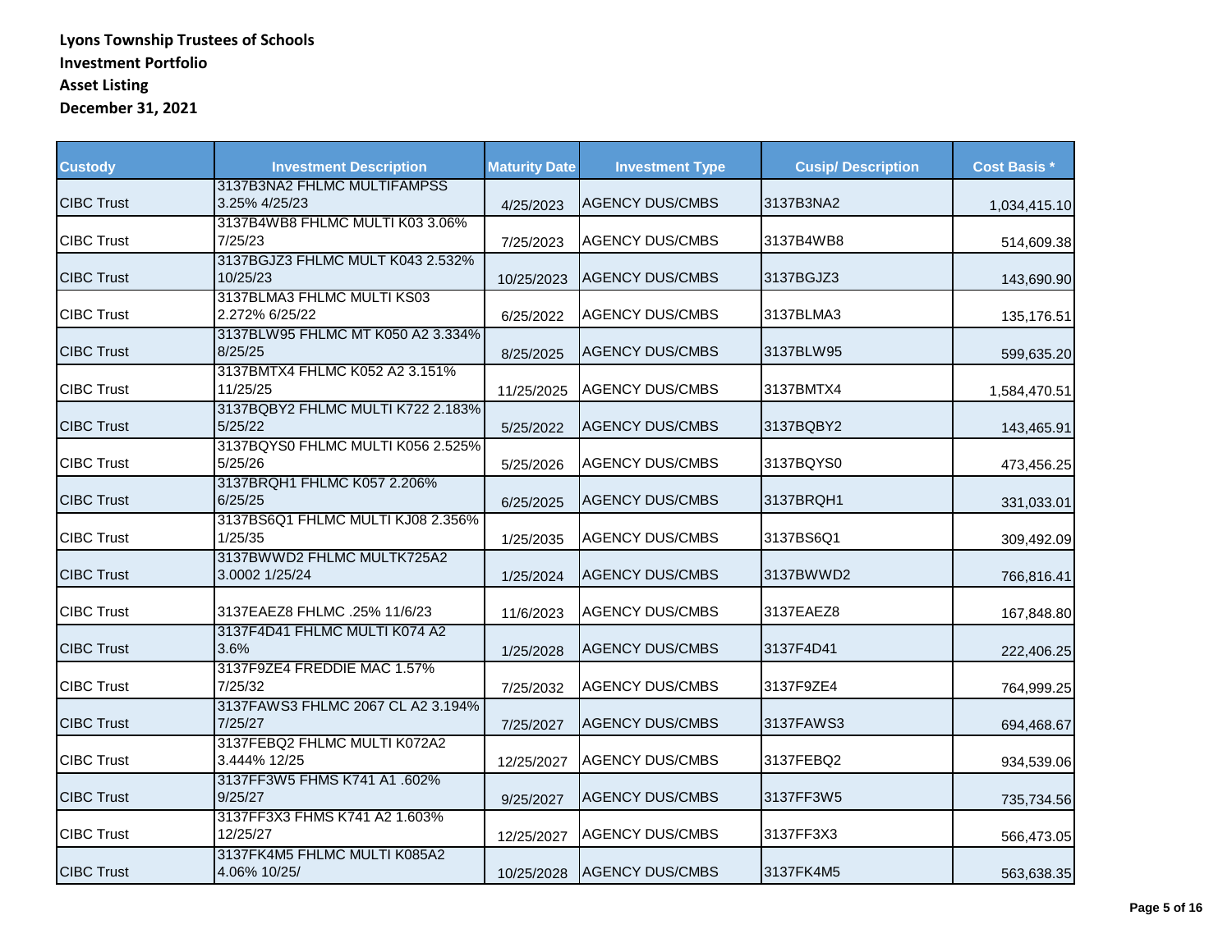**Lyons Township Trustees of Schools**
**Investment Portfolio**
**Asset Listing**
**December 31, 2021**

| Custody | Investment Description | Maturity Date | Investment Type | Cusip/ Description | Cost Basis * |
|---|---|---|---|---|---|
| CIBC Trust | 3137B3NA2 FHLMC MULTIFAMPSS 3.25% 4/25/23 | 4/25/2023 | AGENCY DUS/CMBS | 3137B3NA2 | 1,034,415.10 |
| CIBC Trust | 3137B4WB8 FHLMC MULTI K03 3.06% 7/25/23 | 7/25/2023 | AGENCY DUS/CMBS | 3137B4WB8 | 514,609.38 |
| CIBC Trust | 3137BGJZ3 FHLMC MULT K043 2.532% 10/25/23 | 10/25/2023 | AGENCY DUS/CMBS | 3137BGJZ3 | 143,690.90 |
| CIBC Trust | 3137BLMA3 FHLMC MULTI KS03 2.272% 6/25/22 | 6/25/2022 | AGENCY DUS/CMBS | 3137BLMA3 | 135,176.51 |
| CIBC Trust | 3137BLW95 FHLMC MT K050 A2 3.334% 8/25/25 | 8/25/2025 | AGENCY DUS/CMBS | 3137BLW95 | 599,635.20 |
| CIBC Trust | 3137BMTX4 FHLMC K052 A2 3.151% 11/25/25 | 11/25/2025 | AGENCY DUS/CMBS | 3137BMTX4 | 1,584,470.51 |
| CIBC Trust | 3137BQBY2 FHLMC MULTI K722 2.183% 5/25/22 | 5/25/2022 | AGENCY DUS/CMBS | 3137BQBY2 | 143,465.91 |
| CIBC Trust | 3137BQYS0 FHLMC MULTI K056 2.525% 5/25/26 | 5/25/2026 | AGENCY DUS/CMBS | 3137BQYS0 | 473,456.25 |
| CIBC Trust | 3137BRQH1 FHLMC K057 2.206% 6/25/25 | 6/25/2025 | AGENCY DUS/CMBS | 3137BRQH1 | 331,033.01 |
| CIBC Trust | 3137BS6Q1 FHLMC MULTI KJ08 2.356% 1/25/35 | 1/25/2035 | AGENCY DUS/CMBS | 3137BS6Q1 | 309,492.09 |
| CIBC Trust | 3137BWWD2 FHLMC MULTK725A2 3.0002 1/25/24 | 1/25/2024 | AGENCY DUS/CMBS | 3137BWWD2 | 766,816.41 |
| CIBC Trust | 3137EAEZ8 FHLMC .25% 11/6/23 | 11/6/2023 | AGENCY DUS/CMBS | 3137EAEZ8 | 167,848.80 |
| CIBC Trust | 3137F4D41 FHLMC MULTI K074 A2 3.6% | 1/25/2028 | AGENCY DUS/CMBS | 3137F4D41 | 222,406.25 |
| CIBC Trust | 3137F9ZE4 FREDDIE MAC 1.57% 7/25/32 | 7/25/2032 | AGENCY DUS/CMBS | 3137F9ZE4 | 764,999.25 |
| CIBC Trust | 3137FAWS3 FHLMC 2067 CL A2 3.194% 7/25/27 | 7/25/2027 | AGENCY DUS/CMBS | 3137FAWS3 | 694,468.67 |
| CIBC Trust | 3137FEBQ2 FHLMC MULTI K072A2 3.444% 12/25 | 12/25/2027 | AGENCY DUS/CMBS | 3137FEBQ2 | 934,539.06 |
| CIBC Trust | 3137FF3W5 FHMS K741 A1 .602% 9/25/27 | 9/25/2027 | AGENCY DUS/CMBS | 3137FF3W5 | 735,734.56 |
| CIBC Trust | 3137FF3X3 FHMS K741 A2 1.603% 12/25/27 | 12/25/2027 | AGENCY DUS/CMBS | 3137FF3X3 | 566,473.05 |
| CIBC Trust | 3137FK4M5 FHLMC MULTI K085A2 4.06% 10/25/ | 10/25/2028 | AGENCY DUS/CMBS | 3137FK4M5 | 563,638.35 |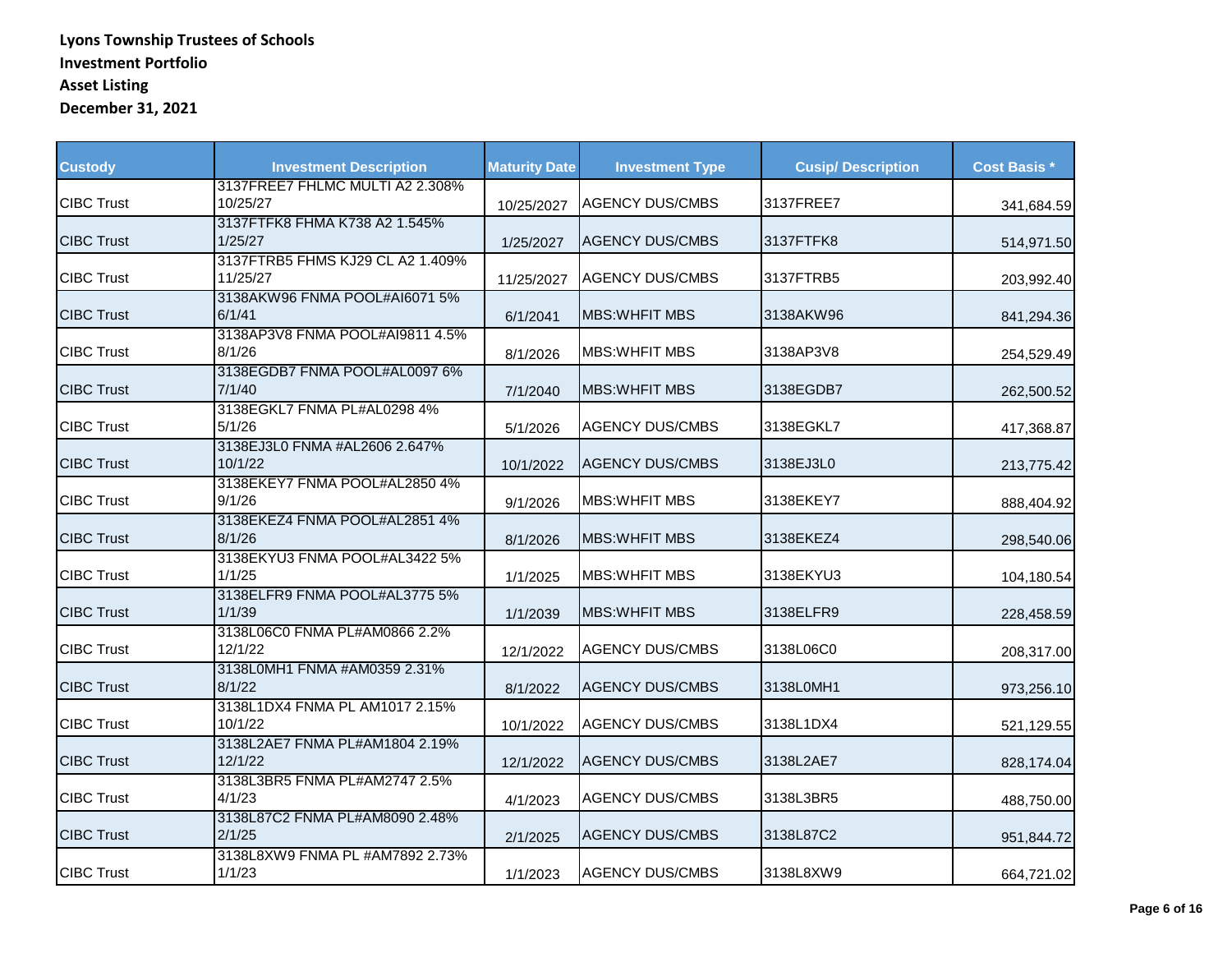**Lyons Township Trustees of Schools**
**Investment Portfolio**
**Asset Listing**
**December 31, 2021**

| Custody | Investment Description | Maturity Date | Investment Type | Cusip/ Description | Cost Basis * |
|---|---|---|---|---|---|
| CIBC Trust | 3137FREE7 FHLMC MULTI A2 2.308% 10/25/27 | 10/25/2027 | AGENCY DUS/CMBS | 3137FREE7 | 341,684.59 |
| CIBC Trust | 3137FTFK8 FHMA K738 A2 1.545% 1/25/27 | 1/25/2027 | AGENCY DUS/CMBS | 3137FTFK8 | 514,971.50 |
| CIBC Trust | 3137FTRB5 FHMS KJ29 CL A2 1.409% 11/25/27 | 11/25/2027 | AGENCY DUS/CMBS | 3137FTRB5 | 203,992.40 |
| CIBC Trust | 3138AKW96 FNMA POOL#AI6071 5% 6/1/41 | 6/1/2041 | MBS:WHFIT MBS | 3138AKW96 | 841,294.36 |
| CIBC Trust | 3138AP3V8 FNMA POOL#AI9811 4.5% 8/1/26 | 8/1/2026 | MBS:WHFIT MBS | 3138AP3V8 | 254,529.49 |
| CIBC Trust | 3138EGDB7 FNMA POOL#AL0097 6% 7/1/40 | 7/1/2040 | MBS:WHFIT MBS | 3138EGDB7 | 262,500.52 |
| CIBC Trust | 3138EGKL7 FNMA PL#AL0298 4% 5/1/26 | 5/1/2026 | AGENCY DUS/CMBS | 3138EGKL7 | 417,368.87 |
| CIBC Trust | 3138EJ3L0 FNMA #AL2606 2.647% 10/1/22 | 10/1/2022 | AGENCY DUS/CMBS | 3138EJ3L0 | 213,775.42 |
| CIBC Trust | 3138EKEY7 FNMA POOL#AL2850 4% 9/1/26 | 9/1/2026 | MBS:WHFIT MBS | 3138EKEY7 | 888,404.92 |
| CIBC Trust | 3138EKEZ4 FNMA POOL#AL2851 4% 8/1/26 | 8/1/2026 | MBS:WHFIT MBS | 3138EKEZ4 | 298,540.06 |
| CIBC Trust | 3138EKYU3 FNMA POOL#AL3422 5% 1/1/25 | 1/1/2025 | MBS:WHFIT MBS | 3138EKYU3 | 104,180.54 |
| CIBC Trust | 3138ELFR9 FNMA POOL#AL3775 5% 1/1/39 | 1/1/2039 | MBS:WHFIT MBS | 3138ELFR9 | 228,458.59 |
| CIBC Trust | 3138L06C0 FNMA PL#AM0866 2.2% 12/1/22 | 12/1/2022 | AGENCY DUS/CMBS | 3138L06C0 | 208,317.00 |
| CIBC Trust | 3138L0MH1 FNMA #AM0359 2.31% 8/1/22 | 8/1/2022 | AGENCY DUS/CMBS | 3138L0MH1 | 973,256.10 |
| CIBC Trust | 3138L1DX4 FNMA PL AM1017 2.15% 10/1/22 | 10/1/2022 | AGENCY DUS/CMBS | 3138L1DX4 | 521,129.55 |
| CIBC Trust | 3138L2AE7 FNMA PL#AM1804 2.19% 12/1/22 | 12/1/2022 | AGENCY DUS/CMBS | 3138L2AE7 | 828,174.04 |
| CIBC Trust | 3138L3BR5 FNMA PL#AM2747 2.5% 4/1/23 | 4/1/2023 | AGENCY DUS/CMBS | 3138L3BR5 | 488,750.00 |
| CIBC Trust | 3138L87C2 FNMA PL#AM8090 2.48% 2/1/25 | 2/1/2025 | AGENCY DUS/CMBS | 3138L87C2 | 951,844.72 |
| CIBC Trust | 3138L8XW9 FNMA PL #AM7892 2.73% 1/1/23 | 1/1/2023 | AGENCY DUS/CMBS | 3138L8XW9 | 664,721.02 |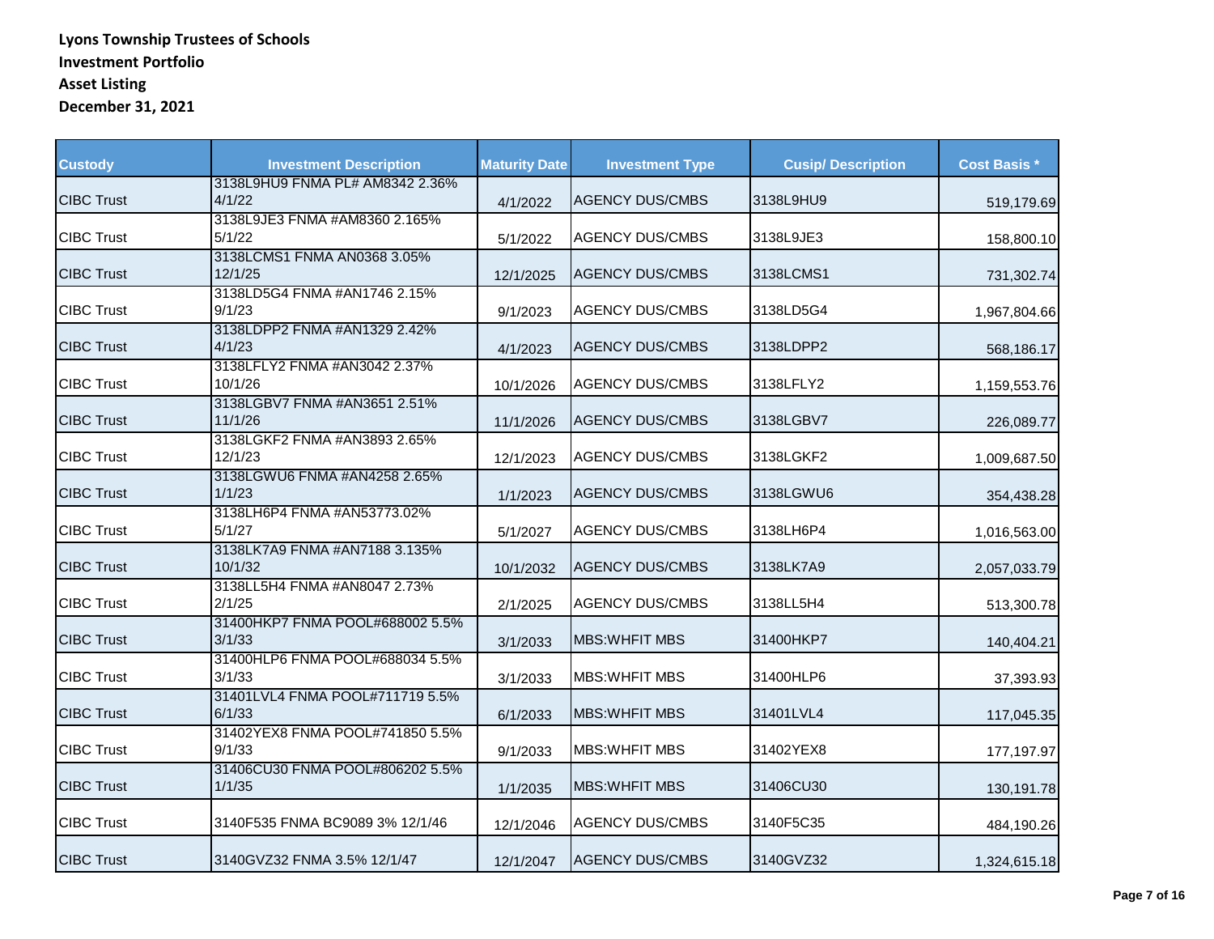**Lyons Township Trustees of Schools**
**Investment Portfolio**
**Asset Listing**
**December 31, 2021**

| Custody | Investment Description | Maturity Date | Investment Type | Cusip/ Description | Cost Basis * |
|---|---|---|---|---|---|
| CIBC Trust | 3138L9HU9 FNMA PL# AM8342 2.36% 4/1/22 | 4/1/2022 | AGENCY DUS/CMBS | 3138L9HU9 | 519,179.69 |
| CIBC Trust | 3138L9JE3 FNMA #AM8360 2.165% 5/1/22 | 5/1/2022 | AGENCY DUS/CMBS | 3138L9JE3 | 158,800.10 |
| CIBC Trust | 3138LCMS1 FNMA AN0368 3.05% 12/1/25 | 12/1/2025 | AGENCY DUS/CMBS | 3138LCMS1 | 731,302.74 |
| CIBC Trust | 3138LD5G4 FNMA #AN1746 2.15% 9/1/23 | 9/1/2023 | AGENCY DUS/CMBS | 3138LD5G4 | 1,967,804.66 |
| CIBC Trust | 3138LDPP2 FNMA #AN1329 2.42% 4/1/23 | 4/1/2023 | AGENCY DUS/CMBS | 3138LDPP2 | 568,186.17 |
| CIBC Trust | 3138LFLY2 FNMA #AN3042 2.37% 10/1/26 | 10/1/2026 | AGENCY DUS/CMBS | 3138LFLY2 | 1,159,553.76 |
| CIBC Trust | 3138LGBV7 FNMA #AN3651 2.51% 11/1/26 | 11/1/2026 | AGENCY DUS/CMBS | 3138LGBV7 | 226,089.77 |
| CIBC Trust | 3138LGKF2 FNMA #AN3893 2.65% 12/1/23 | 12/1/2023 | AGENCY DUS/CMBS | 3138LGKF2 | 1,009,687.50 |
| CIBC Trust | 3138LGWU6 FNMA #AN4258 2.65% 1/1/23 | 1/1/2023 | AGENCY DUS/CMBS | 3138LGWU6 | 354,438.28 |
| CIBC Trust | 3138LH6P4 FNMA #AN53773.02% 5/1/27 | 5/1/2027 | AGENCY DUS/CMBS | 3138LH6P4 | 1,016,563.00 |
| CIBC Trust | 3138LK7A9 FNMA #AN7188 3.135% 10/1/32 | 10/1/2032 | AGENCY DUS/CMBS | 3138LK7A9 | 2,057,033.79 |
| CIBC Trust | 3138LL5H4 FNMA #AN8047 2.73% 2/1/25 | 2/1/2025 | AGENCY DUS/CMBS | 3138LL5H4 | 513,300.78 |
| CIBC Trust | 31400HKP7 FNMA POOL#688002 5.5% 3/1/33 | 3/1/2033 | MBS:WHFIT MBS | 31400HKP7 | 140,404.21 |
| CIBC Trust | 31400HLP6 FNMA POOL#688034 5.5% 3/1/33 | 3/1/2033 | MBS:WHFIT MBS | 31400HLP6 | 37,393.93 |
| CIBC Trust | 31401LVL4 FNMA POOL#711719 5.5% 6/1/33 | 6/1/2033 | MBS:WHFIT MBS | 31401LVL4 | 117,045.35 |
| CIBC Trust | 31402YEX8 FNMA POOL#741850 5.5% 9/1/33 | 9/1/2033 | MBS:WHFIT MBS | 31402YEX8 | 177,197.97 |
| CIBC Trust | 31406CU30 FNMA POOL#806202 5.5% 1/1/35 | 1/1/2035 | MBS:WHFIT MBS | 31406CU30 | 130,191.78 |
| CIBC Trust | 3140F535 FNMA BC9089 3% 12/1/46 | 12/1/2046 | AGENCY DUS/CMBS | 3140F5C35 | 484,190.26 |
| CIBC Trust | 3140GVZ32 FNMA 3.5% 12/1/47 | 12/1/2047 | AGENCY DUS/CMBS | 3140GVZ32 | 1,324,615.18 |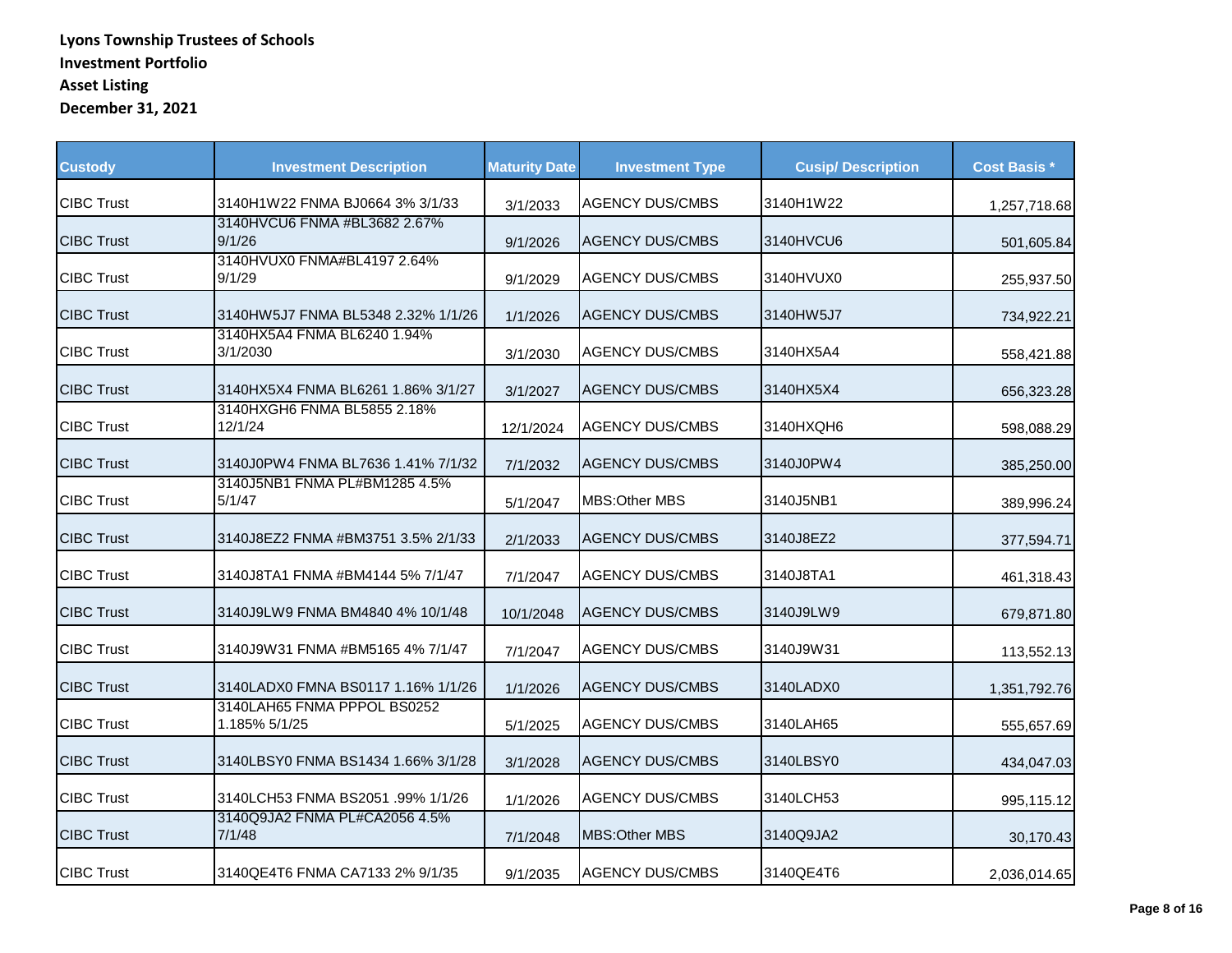**Lyons Township Trustees of Schools**
**Investment Portfolio**
**Asset Listing**
**December 31, 2021**

| Custody | Investment Description | Maturity Date | Investment Type | Cusip/ Description | Cost Basis * |
|---|---|---|---|---|---|
| CIBC Trust | 3140H1W22 FNMA BJ0664 3% 3/1/33 | 3/1/2033 | AGENCY DUS/CMBS | 3140H1W22 | 1,257,718.68 |
| CIBC Trust | 3140HVCU6 FNMA #BL3682 2.67% 9/1/26 | 9/1/2026 | AGENCY DUS/CMBS | 3140HVCU6 | 501,605.84 |
| CIBC Trust | 3140HVUX0 FNMA#BL4197 2.64% 9/1/29 | 9/1/2029 | AGENCY DUS/CMBS | 3140HVUX0 | 255,937.50 |
| CIBC Trust | 3140HW5J7 FNMA BL5348 2.32% 1/1/26 | 1/1/2026 | AGENCY DUS/CMBS | 3140HW5J7 | 734,922.21 |
| CIBC Trust | 3140HX5A4 FNMA BL6240 1.94% 3/1/2030 | 3/1/2030 | AGENCY DUS/CMBS | 3140HX5A4 | 558,421.88 |
| CIBC Trust | 3140HX5X4 FNMA BL6261 1.86% 3/1/27 | 3/1/2027 | AGENCY DUS/CMBS | 3140HX5X4 | 656,323.28 |
| CIBC Trust | 3140HXGH6 FNMA BL5855 2.18% 12/1/24 | 12/1/2024 | AGENCY DUS/CMBS | 3140HXQH6 | 598,088.29 |
| CIBC Trust | 3140J0PW4 FNMA BL7636 1.41% 7/1/32 | 7/1/2032 | AGENCY DUS/CMBS | 3140J0PW4 | 385,250.00 |
| CIBC Trust | 3140J5NB1 FNMA PL#BM1285 4.5% 5/1/47 | 5/1/2047 | MBS:Other MBS | 3140J5NB1 | 389,996.24 |
| CIBC Trust | 3140J8EZ2 FNMA #BM3751 3.5% 2/1/33 | 2/1/2033 | AGENCY DUS/CMBS | 3140J8EZ2 | 377,594.71 |
| CIBC Trust | 3140J8TA1 FNMA #BM4144 5% 7/1/47 | 7/1/2047 | AGENCY DUS/CMBS | 3140J8TA1 | 461,318.43 |
| CIBC Trust | 3140J9LW9 FNMA BM4840 4% 10/1/48 | 10/1/2048 | AGENCY DUS/CMBS | 3140J9LW9 | 679,871.80 |
| CIBC Trust | 3140J9W31 FNMA #BM5165 4% 7/1/47 | 7/1/2047 | AGENCY DUS/CMBS | 3140J9W31 | 113,552.13 |
| CIBC Trust | 3140LADX0 FMNA BS0117 1.16% 1/1/26 | 1/1/2026 | AGENCY DUS/CMBS | 3140LADX0 | 1,351,792.76 |
| CIBC Trust | 3140LAH65 FNMA PPPOL BS0252 1.185% 5/1/25 | 5/1/2025 | AGENCY DUS/CMBS | 3140LAH65 | 555,657.69 |
| CIBC Trust | 3140LBSY0 FNMA BS1434 1.66% 3/1/28 | 3/1/2028 | AGENCY DUS/CMBS | 3140LBSY0 | 434,047.03 |
| CIBC Trust | 3140LCH53 FNMA BS2051 .99% 1/1/26 | 1/1/2026 | AGENCY DUS/CMBS | 3140LCH53 | 995,115.12 |
| CIBC Trust | 3140Q9JA2 FNMA PL#CA2056 4.5% 7/1/48 | 7/1/2048 | MBS:Other MBS | 3140Q9JA2 | 30,170.43 |
| CIBC Trust | 3140QE4T6 FNMA CA7133 2% 9/1/35 | 9/1/2035 | AGENCY DUS/CMBS | 3140QE4T6 | 2,036,014.65 |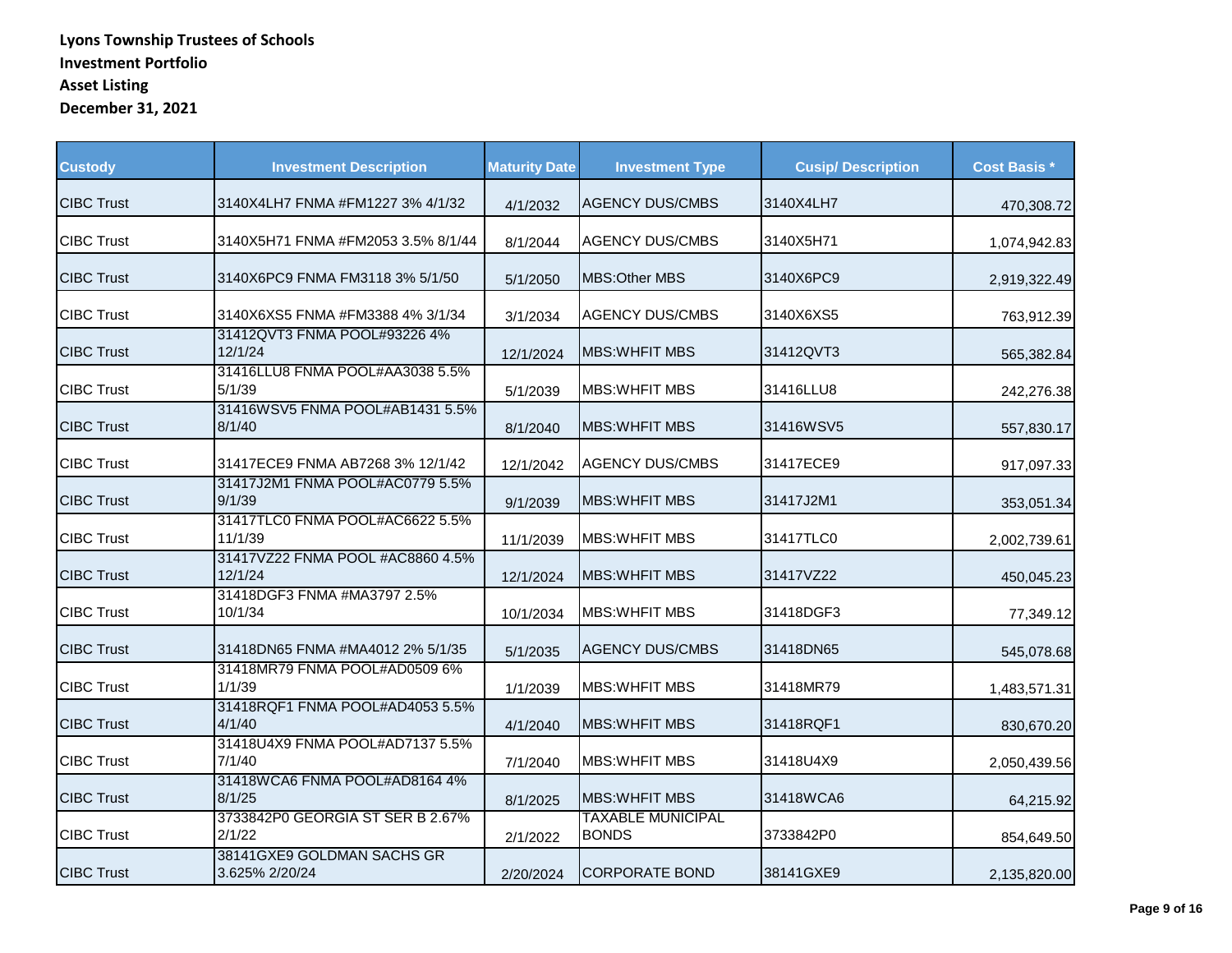**Lyons Township Trustees of Schools**
**Investment Portfolio**
**Asset Listing**
**December 31, 2021**

| Custody | Investment Description | Maturity Date | Investment Type | Cusip/ Description | Cost Basis * |
|---|---|---|---|---|---|
| CIBC Trust | 3140X4LH7 FNMA #FM1227 3% 4/1/32 | 4/1/2032 | AGENCY DUS/CMBS | 3140X4LH7 | 470,308.72 |
| CIBC Trust | 3140X5H71 FNMA #FM2053 3.5% 8/1/44 | 8/1/2044 | AGENCY DUS/CMBS | 3140X5H71 | 1,074,942.83 |
| CIBC Trust | 3140X6PC9 FNMA FM3118 3% 5/1/50 | 5/1/2050 | MBS:Other MBS | 3140X6PC9 | 2,919,322.49 |
| CIBC Trust | 3140X6XS5 FNMA #FM3388 4% 3/1/34 | 3/1/2034 | AGENCY DUS/CMBS | 3140X6XS5 | 763,912.39 |
| CIBC Trust | 31412QVT3 FNMA POOL#93226 4% 12/1/24 | 12/1/2024 | MBS:WHFIT MBS | 31412QVT3 | 565,382.84 |
| CIBC Trust | 31416LLU8 FNMA POOL#AA3038 5.5% 5/1/39 | 5/1/2039 | MBS:WHFIT MBS | 31416LLU8 | 242,276.38 |
| CIBC Trust | 31416WSV5 FNMA POOL#AB1431 5.5% 8/1/40 | 8/1/2040 | MBS:WHFIT MBS | 31416WSV5 | 557,830.17 |
| CIBC Trust | 31417ECE9 FNMA AB7268 3% 12/1/42 | 12/1/2042 | AGENCY DUS/CMBS | 31417ECE9 | 917,097.33 |
| CIBC Trust | 31417J2M1 FNMA POOL#AC0779 5.5% 9/1/39 | 9/1/2039 | MBS:WHFIT MBS | 31417J2M1 | 353,051.34 |
| CIBC Trust | 31417TLC0 FNMA POOL#AC6622 5.5% 11/1/39 | 11/1/2039 | MBS:WHFIT MBS | 31417TLC0 | 2,002,739.61 |
| CIBC Trust | 31417VZ22 FNMA POOL #AC8860 4.5% 12/1/24 | 12/1/2024 | MBS:WHFIT MBS | 31417VZ22 | 450,045.23 |
| CIBC Trust | 31418DGF3 FNMA #MA3797 2.5% 10/1/34 | 10/1/2034 | MBS:WHFIT MBS | 31418DGF3 | 77,349.12 |
| CIBC Trust | 31418DN65 FNMA #MA4012 2% 5/1/35 | 5/1/2035 | AGENCY DUS/CMBS | 31418DN65 | 545,078.68 |
| CIBC Trust | 31418MR79 FNMA POOL#AD0509 6% 1/1/39 | 1/1/2039 | MBS:WHFIT MBS | 31418MR79 | 1,483,571.31 |
| CIBC Trust | 31418RQF1 FNMA POOL#AD4053 5.5% 4/1/40 | 4/1/2040 | MBS:WHFIT MBS | 31418RQF1 | 830,670.20 |
| CIBC Trust | 31418U4X9 FNMA POOL#AD7137 5.5% 7/1/40 | 7/1/2040 | MBS:WHFIT MBS | 31418U4X9 | 2,050,439.56 |
| CIBC Trust | 31418WCA6 FNMA POOL#AD8164 4% 8/1/25 | 8/1/2025 | MBS:WHFIT MBS | 31418WCA6 | 64,215.92 |
| CIBC Trust | 3733842P0 GEORGIA ST SER B 2.67% 2/1/22 | 2/1/2022 | TAXABLE MUNICIPAL BONDS | 3733842P0 | 854,649.50 |
| CIBC Trust | 38141GXE9 GOLDMAN SACHS GR 3.625% 2/20/24 | 2/20/2024 | CORPORATE BOND | 38141GXE9 | 2,135,820.00 |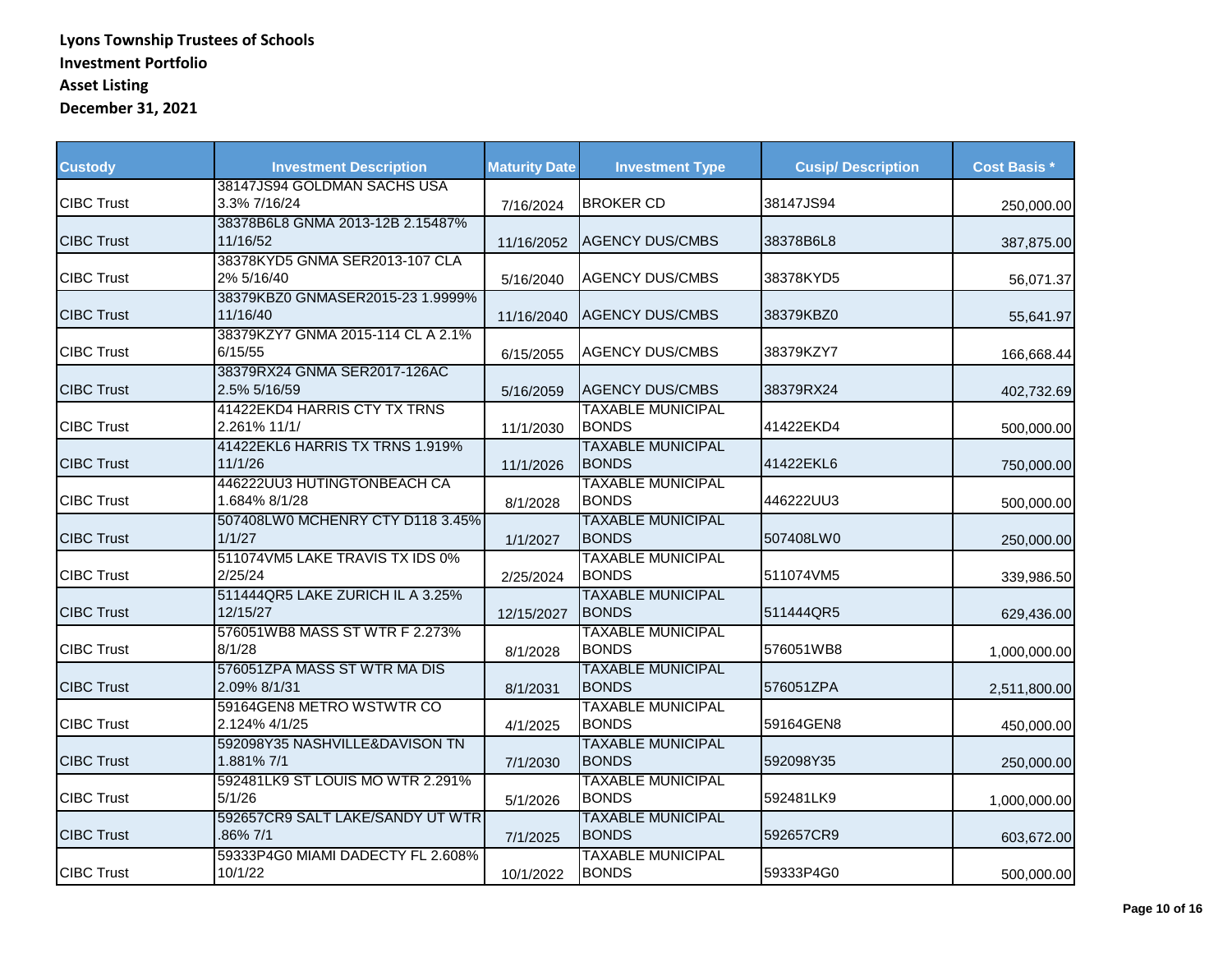**Lyons Township Trustees of Schools**
**Investment Portfolio**
**Asset Listing**
**December 31, 2021**

| Custody | Investment Description | Maturity Date | Investment Type | Cusip/ Description | Cost Basis * |
|---|---|---|---|---|---|
| CIBC Trust | 38147JS94 GOLDMAN SACHS USA 3.3% 7/16/24 | 7/16/2024 | BROKER CD | 38147JS94 | 250,000.00 |
| CIBC Trust | 38378B6L8 GNMA 2013-12B 2.15487% 11/16/52 | 11/16/2052 | AGENCY DUS/CMBS | 38378B6L8 | 387,875.00 |
| CIBC Trust | 38378KYD5 GNMA SER2013-107 CLA 2% 5/16/40 | 5/16/2040 | AGENCY DUS/CMBS | 38378KYD5 | 56,071.37 |
| CIBC Trust | 38379KBZ0 GNMASER2015-23 1.9999% 11/16/40 | 11/16/2040 | AGENCY DUS/CMBS | 38379KBZ0 | 55,641.97 |
| CIBC Trust | 38379KZY7 GNMA 2015-114 CL A 2.1% 6/15/55 | 6/15/2055 | AGENCY DUS/CMBS | 38379KZY7 | 166,668.44 |
| CIBC Trust | 38379RX24 GNMA SER2017-126AC 2.5% 5/16/59 | 5/16/2059 | AGENCY DUS/CMBS | 38379RX24 | 402,732.69 |
| CIBC Trust | 41422EKD4 HARRIS CTY TX TRNS 2.261% 11/1/ | 11/1/2030 | TAXABLE MUNICIPAL BONDS | 41422EKD4 | 500,000.00 |
| CIBC Trust | 41422EKL6 HARRIS TX TRNS 1.919% 11/1/26 | 11/1/2026 | TAXABLE MUNICIPAL BONDS | 41422EKL6 | 750,000.00 |
| CIBC Trust | 446222UU3 HUTINGTONBEACH CA 1.684% 8/1/28 | 8/1/2028 | TAXABLE MUNICIPAL BONDS | 446222UU3 | 500,000.00 |
| CIBC Trust | 507408LW0 MCHENRY CTY D118 3.45% 1/1/27 | 1/1/2027 | TAXABLE MUNICIPAL BONDS | 507408LW0 | 250,000.00 |
| CIBC Trust | 511074VM5 LAKE TRAVIS TX IDS 0% 2/25/24 | 2/25/2024 | TAXABLE MUNICIPAL BONDS | 511074VM5 | 339,986.50 |
| CIBC Trust | 511444QR5 LAKE ZURICH IL A 3.25% 12/15/27 | 12/15/2027 | TAXABLE MUNICIPAL BONDS | 511444QR5 | 629,436.00 |
| CIBC Trust | 576051WB8 MASS ST WTR F 2.273% 8/1/28 | 8/1/2028 | TAXABLE MUNICIPAL BONDS | 576051WB8 | 1,000,000.00 |
| CIBC Trust | 576051ZPA MASS ST WTR MA DIS 2.09% 8/1/31 | 8/1/2031 | TAXABLE MUNICIPAL BONDS | 576051ZPA | 2,511,800.00 |
| CIBC Trust | 59164GEN8 METRO WSTWTR CO 2.124% 4/1/25 | 4/1/2025 | TAXABLE MUNICIPAL BONDS | 59164GEN8 | 450,000.00 |
| CIBC Trust | 592098Y35 NASHVILLE&DAVISON TN 1.881% 7/1 | 7/1/2030 | TAXABLE MUNICIPAL BONDS | 592098Y35 | 250,000.00 |
| CIBC Trust | 592481LK9 ST LOUIS MO WTR 2.291% 5/1/26 | 5/1/2026 | TAXABLE MUNICIPAL BONDS | 592481LK9 | 1,000,000.00 |
| CIBC Trust | 592657CR9 SALT LAKE/SANDY UT WTR .86% 7/1 | 7/1/2025 | TAXABLE MUNICIPAL BONDS | 592657CR9 | 603,672.00 |
| CIBC Trust | 59333P4G0 MIAMI DADECTY FL 2.608% 10/1/22 | 10/1/2022 | TAXABLE MUNICIPAL BONDS | 59333P4G0 | 500,000.00 |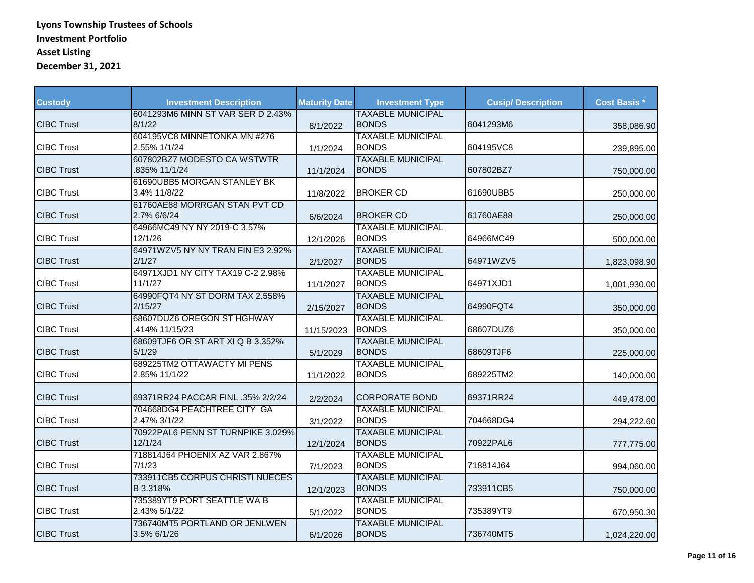**Lyons Township Trustees of Schools**
**Investment Portfolio**
**Asset Listing**
**December 31, 2021**

| Custody | Investment Description | Maturity Date | Investment Type | Cusip/ Description | Cost Basis * |
|---|---|---|---|---|---|
| CIBC Trust | 6041293M6 MINN ST VAR SER D 2.43% 8/1/22 | 8/1/2022 | TAXABLE MUNICIPAL BONDS | 6041293M6 | 358,086.90 |
| CIBC Trust | 604195VC8 MINNETONKA MN #276 2.55% 1/1/24 | 1/1/2024 | TAXABLE MUNICIPAL BONDS | 604195VC8 | 239,895.00 |
| CIBC Trust | 607802BZ7 MODESTO CA WSTWTR .835% 11/1/24 | 11/1/2024 | TAXABLE MUNICIPAL BONDS | 607802BZ7 | 750,000.00 |
| CIBC Trust | 61690UBB5 MORGAN STANLEY BK 3.4% 11/8/22 | 11/8/2022 | BROKER CD | 61690UBB5 | 250,000.00 |
| CIBC Trust | 61760AE88 MORRGAN STAN PVT CD 2.7% 6/6/24 | 6/6/2024 | BROKER CD | 61760AE88 | 250,000.00 |
| CIBC Trust | 64966MC49 NY NY 2019-C 3.57% 12/1/26 | 12/1/2026 | TAXABLE MUNICIPAL BONDS | 64966MC49 | 500,000.00 |
| CIBC Trust | 64971WZV5 NY NY TRAN FIN E3 2.92% 2/1/27 | 2/1/2027 | TAXABLE MUNICIPAL BONDS | 64971WZV5 | 1,823,098.90 |
| CIBC Trust | 64971XJD1 NY CITY TAX19 C-2 2.98% 11/1/27 | 11/1/2027 | TAXABLE MUNICIPAL BONDS | 64971XJD1 | 1,001,930.00 |
| CIBC Trust | 64990FQT4 NY ST DORM TAX 2.558% 2/15/27 | 2/15/2027 | TAXABLE MUNICIPAL BONDS | 64990FQT4 | 350,000.00 |
| CIBC Trust | 68607DUZ6 OREGON ST HGHWAY .414% 11/15/23 | 11/15/2023 | TAXABLE MUNICIPAL BONDS | 68607DUZ6 | 350,000.00 |
| CIBC Trust | 68609TJF6 OR ST ART XI Q B 3.352% 5/1/29 | 5/1/2029 | TAXABLE MUNICIPAL BONDS | 68609TJF6 | 225,000.00 |
| CIBC Trust | 689225TM2 OTTAWACTY MI PENS 2.85% 11/1/22 | 11/1/2022 | TAXABLE MUNICIPAL BONDS | 689225TM2 | 140,000.00 |
| CIBC Trust | 69371RR24 PACCAR FINL .35% 2/2/24 | 2/2/2024 | CORPORATE BOND | 69371RR24 | 449,478.00 |
| CIBC Trust | 704668DG4 PEACHTREE CITY GA 2.47% 3/1/22 | 3/1/2022 | TAXABLE MUNICIPAL BONDS | 704668DG4 | 294,222.60 |
| CIBC Trust | 70922PAL6 PENN ST TURNPIKE 3.029% 12/1/24 | 12/1/2024 | TAXABLE MUNICIPAL BONDS | 70922PAL6 | 777,775.00 |
| CIBC Trust | 718814J64 PHOENIX AZ VAR 2.867% 7/1/23 | 7/1/2023 | TAXABLE MUNICIPAL BONDS | 718814J64 | 994,060.00 |
| CIBC Trust | 733911CB5 CORPUS CHRISTI NUECES B 3.318% | 12/1/2023 | TAXABLE MUNICIPAL BONDS | 733911CB5 | 750,000.00 |
| CIBC Trust | 735389YT9 PORT SEATTLE WA B 2.43% 5/1/22 | 5/1/2022 | TAXABLE MUNICIPAL BONDS | 735389YT9 | 670,950.30 |
| CIBC Trust | 736740MT5 PORTLAND OR JENLWEN 3.5% 6/1/26 | 6/1/2026 | TAXABLE MUNICIPAL BONDS | 736740MT5 | 1,024,220.00 |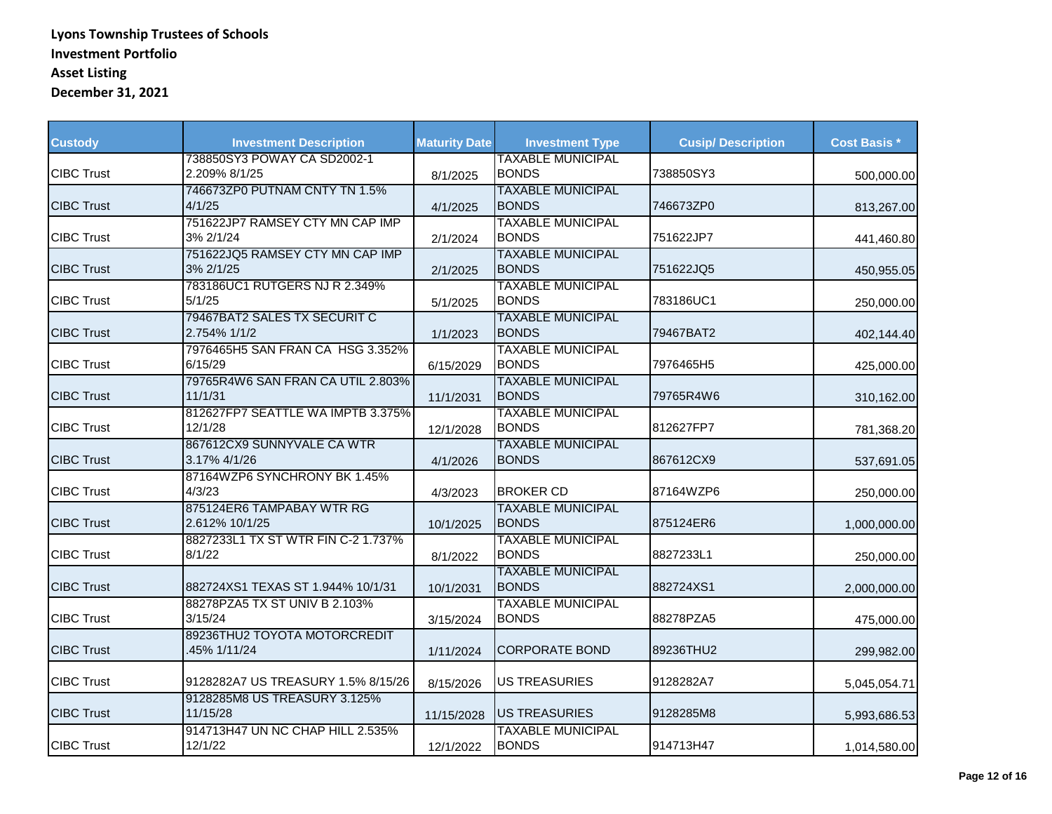**Lyons Township Trustees of Schools**
**Investment Portfolio**
**Asset Listing**
**December 31, 2021**

| Custody | Investment Description | Maturity Date | Investment Type | Cusip/ Description | Cost Basis * |
|---|---|---|---|---|---|
| CIBC Trust | 738850SY3 POWAY CA SD2002-1 2.209% 8/1/25 | 8/1/2025 | TAXABLE MUNICIPAL BONDS | 738850SY3 | 500,000.00 |
| CIBC Trust | 746673ZP0 PUTNAM CNTY TN 1.5% 4/1/25 | 4/1/2025 | TAXABLE MUNICIPAL BONDS | 746673ZP0 | 813,267.00 |
| CIBC Trust | 751622JP7 RAMSEY CTY MN CAP IMP 3% 2/1/24 | 2/1/2024 | TAXABLE MUNICIPAL BONDS | 751622JP7 | 441,460.80 |
| CIBC Trust | 751622JQ5 RAMSEY CTY MN CAP IMP 3% 2/1/25 | 2/1/2025 | TAXABLE MUNICIPAL BONDS | 751622JQ5 | 450,955.05 |
| CIBC Trust | 783186UC1 RUTGERS NJ R 2.349% 5/1/25 | 5/1/2025 | TAXABLE MUNICIPAL BONDS | 783186UC1 | 250,000.00 |
| CIBC Trust | 79467BAT2 SALES TX SECURIT C 2.754% 1/1/2 | 1/1/2023 | TAXABLE MUNICIPAL BONDS | 79467BAT2 | 402,144.40 |
| CIBC Trust | 7976465H5 SAN FRAN CA HSG 3.352% 6/15/29 | 6/15/2029 | TAXABLE MUNICIPAL BONDS | 7976465H5 | 425,000.00 |
| CIBC Trust | 79765R4W6 SAN FRAN CA UTIL 2.803% 11/1/31 | 11/1/2031 | TAXABLE MUNICIPAL BONDS | 79765R4W6 | 310,162.00 |
| CIBC Trust | 812627FP7 SEATTLE WA IMPTB 3.375% 12/1/28 | 12/1/2028 | TAXABLE MUNICIPAL BONDS | 812627FP7 | 781,368.20 |
| CIBC Trust | 867612CX9 SUNNYVALE CA WTR 3.17% 4/1/26 | 4/1/2026 | TAXABLE MUNICIPAL BONDS | 867612CX9 | 537,691.05 |
| CIBC Trust | 87164WZP6 SYNCHRONY BK 1.45% 4/3/23 | 4/3/2023 | BROKER CD | 87164WZP6 | 250,000.00 |
| CIBC Trust | 875124ER6 TAMPABAY WTR RG 2.612% 10/1/25 | 10/1/2025 | TAXABLE MUNICIPAL BONDS | 875124ER6 | 1,000,000.00 |
| CIBC Trust | 8827233L1 TX ST WTR FIN C-2 1.737% 8/1/22 | 8/1/2022 | TAXABLE MUNICIPAL BONDS | 8827233L1 | 250,000.00 |
| CIBC Trust | 882724XS1 TEXAS ST 1.944% 10/1/31 | 10/1/2031 | TAXABLE MUNICIPAL BONDS | 882724XS1 | 2,000,000.00 |
| CIBC Trust | 88278PZA5 TX ST UNIV B 2.103% 3/15/24 | 3/15/2024 | TAXABLE MUNICIPAL BONDS | 88278PZA5 | 475,000.00 |
| CIBC Trust | 89236THU2 TOYOTA MOTORCREDIT .45% 1/11/24 | 1/11/2024 | CORPORATE BOND | 89236THU2 | 299,982.00 |
| CIBC Trust | 9128282A7 US TREASURY 1.5% 8/15/26 | 8/15/2026 | US TREASURIES | 9128282A7 | 5,045,054.71 |
| CIBC Trust | 9128285M8 US TREASURY 3.125% 11/15/28 | 11/15/2028 | US TREASURIES | 9128285M8 | 5,993,686.53 |
| CIBC Trust | 914713H47 UN NC CHAP HILL 2.535% 12/1/22 | 12/1/2022 | TAXABLE MUNICIPAL BONDS | 914713H47 | 1,014,580.00 |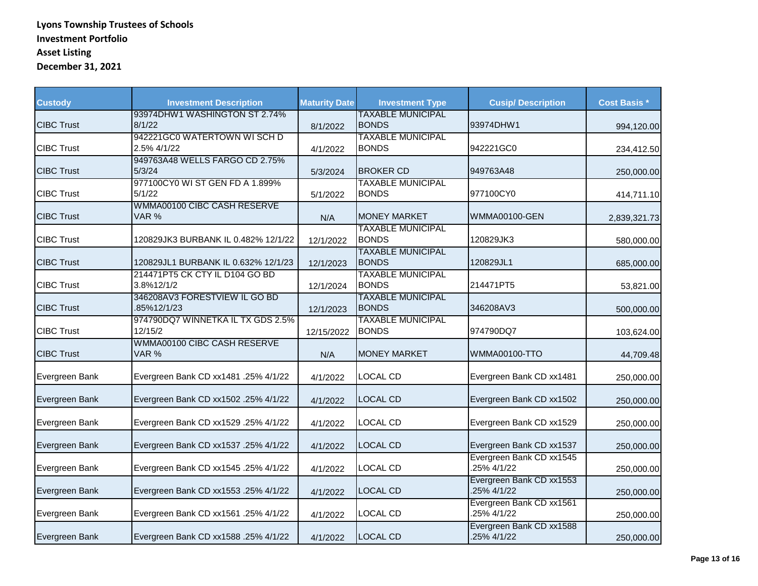**Lyons Township Trustees of Schools**
**Investment Portfolio**
**Asset Listing**
**December 31, 2021**

| Custody | Investment Description | Maturity Date | Investment Type | Cusip/ Description | Cost Basis * |
|---|---|---|---|---|---|
| CIBC Trust | 93974DHW1 WASHINGTON ST 2.74% 8/1/22 | 8/1/2022 | TAXABLE MUNICIPAL BONDS | 93974DHW1 | 994,120.00 |
| CIBC Trust | 942221GC0 WATERTOWN WI SCH D 2.5% 4/1/22 | 4/1/2022 | TAXABLE MUNICIPAL BONDS | 942221GC0 | 234,412.50 |
| CIBC Trust | 949763A48 WELLS FARGO CD 2.75% 5/3/24 | 5/3/2024 | BROKER CD | 949763A48 | 250,000.00 |
| CIBC Trust | 977100CY0 WI ST GEN FD A 1.899% 5/1/22 | 5/1/2022 | TAXABLE MUNICIPAL BONDS | 977100CY0 | 414,711.10 |
| CIBC Trust | WMMA00100 CIBC CASH RESERVE VAR % | N/A | MONEY MARKET | WMMA00100-GEN | 2,839,321.73 |
| CIBC Trust | 120829JK3 BURBANK IL 0.482% 12/1/22 | 12/1/2022 | TAXABLE MUNICIPAL BONDS | 120829JK3 | 580,000.00 |
| CIBC Trust | 120829JL1 BURBANK IL 0.632% 12/1/23 | 12/1/2023 | TAXABLE MUNICIPAL BONDS | 120829JL1 | 685,000.00 |
| CIBC Trust | 214471PT5 CK CTY IL D104 GO BD 3.8%12/1/2 | 12/1/2024 | TAXABLE MUNICIPAL BONDS | 214471PT5 | 53,821.00 |
| CIBC Trust | 346208AV3 FORESTVIEW IL GO BD .85%12/1/23 | 12/1/2023 | TAXABLE MUNICIPAL BONDS | 346208AV3 | 500,000.00 |
| CIBC Trust | 974790DQ7 WINNETKA IL TX GDS 2.5% 12/15/2 | 12/15/2022 | TAXABLE MUNICIPAL BONDS | 974790DQ7 | 103,624.00 |
| CIBC Trust | WMMA00100 CIBC CASH RESERVE VAR % | N/A | MONEY MARKET | WMMA00100-TTO | 44,709.48 |
| Evergreen Bank | Evergreen Bank CD xx1481 .25% 4/1/22 | 4/1/2022 | LOCAL CD | Evergreen Bank CD xx1481 | 250,000.00 |
| Evergreen Bank | Evergreen Bank CD xx1502 .25% 4/1/22 | 4/1/2022 | LOCAL CD | Evergreen Bank CD xx1502 | 250,000.00 |
| Evergreen Bank | Evergreen Bank CD xx1529 .25% 4/1/22 | 4/1/2022 | LOCAL CD | Evergreen Bank CD xx1529 | 250,000.00 |
| Evergreen Bank | Evergreen Bank CD xx1537 .25% 4/1/22 | 4/1/2022 | LOCAL CD | Evergreen Bank CD xx1537 | 250,000.00 |
| Evergreen Bank | Evergreen Bank CD xx1545 .25% 4/1/22 | 4/1/2022 | LOCAL CD | Evergreen Bank CD xx1545 .25% 4/1/22 | 250,000.00 |
| Evergreen Bank | Evergreen Bank CD xx1553 .25% 4/1/22 | 4/1/2022 | LOCAL CD | Evergreen Bank CD xx1553 .25% 4/1/22 | 250,000.00 |
| Evergreen Bank | Evergreen Bank CD xx1561 .25% 4/1/22 | 4/1/2022 | LOCAL CD | Evergreen Bank CD xx1561 .25% 4/1/22 | 250,000.00 |
| Evergreen Bank | Evergreen Bank CD xx1588 .25% 4/1/22 | 4/1/2022 | LOCAL CD | Evergreen Bank CD xx1588 .25% 4/1/22 | 250,000.00 |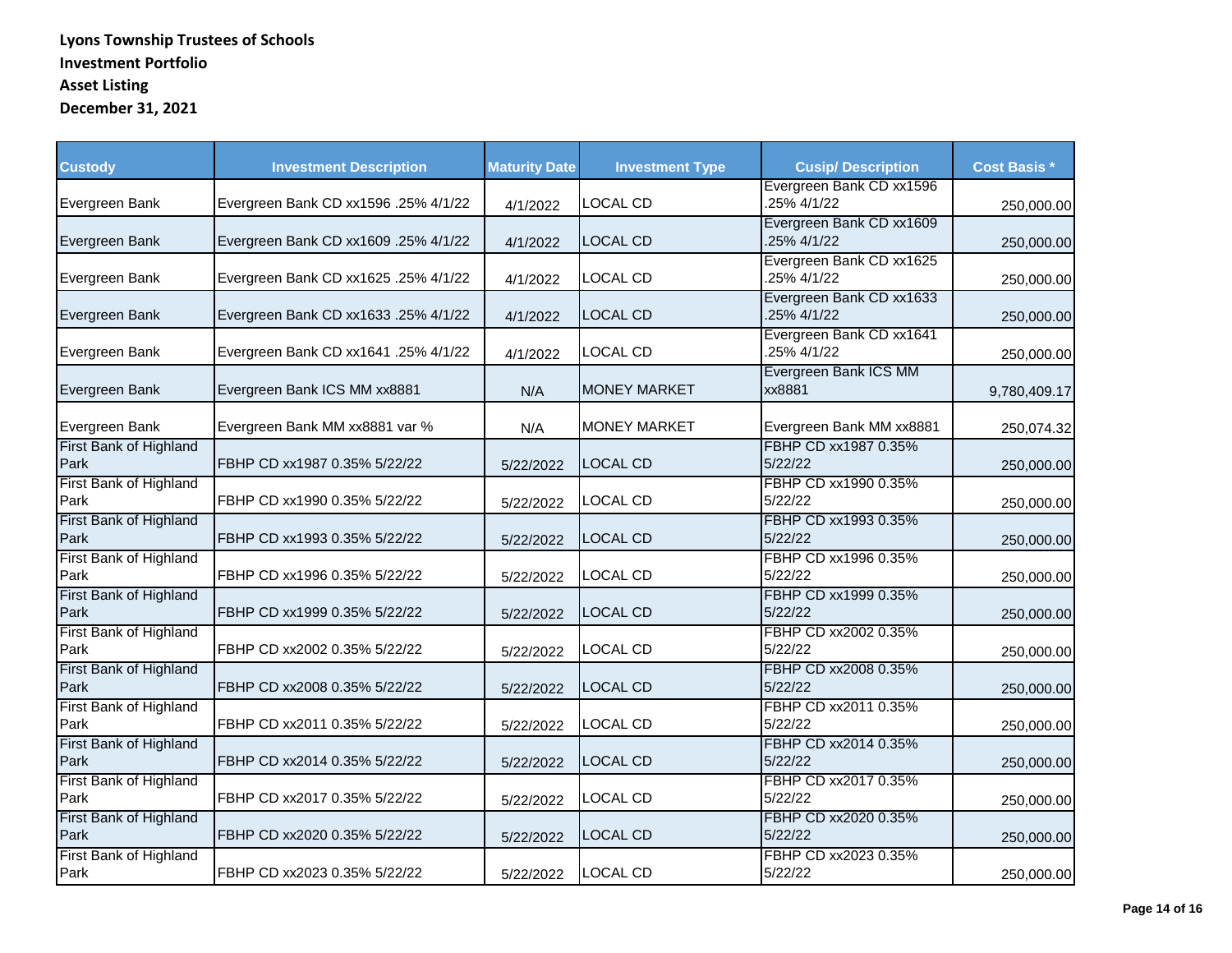**Lyons Township Trustees of Schools**
**Investment Portfolio**
**Asset Listing**
**December 31, 2021**

| Custody | Investment Description | Maturity Date | Investment Type | Cusip/ Description | Cost Basis * |
|---|---|---|---|---|---|
| Evergreen Bank | Evergreen Bank CD xx1596 .25% 4/1/22 | 4/1/2022 | LOCAL CD | Evergreen Bank CD xx1596 .25% 4/1/22 | 250,000.00 |
| Evergreen Bank | Evergreen Bank CD xx1609 .25% 4/1/22 | 4/1/2022 | LOCAL CD | Evergreen Bank CD xx1609 .25% 4/1/22 | 250,000.00 |
| Evergreen Bank | Evergreen Bank CD xx1625 .25% 4/1/22 | 4/1/2022 | LOCAL CD | Evergreen Bank CD xx1625 .25% 4/1/22 | 250,000.00 |
| Evergreen Bank | Evergreen Bank CD xx1633 .25% 4/1/22 | 4/1/2022 | LOCAL CD | Evergreen Bank CD xx1633 .25% 4/1/22 | 250,000.00 |
| Evergreen Bank | Evergreen Bank CD xx1641 .25% 4/1/22 | 4/1/2022 | LOCAL CD | Evergreen Bank CD xx1641 .25% 4/1/22 | 250,000.00 |
| Evergreen Bank | Evergreen Bank ICS MM xx8881 | N/A | MONEY MARKET | Evergreen Bank ICS MM xx8881 | 9,780,409.17 |
| Evergreen Bank | Evergreen Bank MM xx8881 var % | N/A | MONEY MARKET | Evergreen Bank MM xx8881 | 250,074.32 |
| First Bank of Highland Park | FBHP CD xx1987 0.35% 5/22/22 | 5/22/2022 | LOCAL CD | FBHP CD xx1987 0.35% 5/22/22 | 250,000.00 |
| First Bank of Highland Park | FBHP CD xx1990 0.35% 5/22/22 | 5/22/2022 | LOCAL CD | FBHP CD xx1990 0.35% 5/22/22 | 250,000.00 |
| First Bank of Highland Park | FBHP CD xx1993 0.35% 5/22/22 | 5/22/2022 | LOCAL CD | FBHP CD xx1993 0.35% 5/22/22 | 250,000.00 |
| First Bank of Highland Park | FBHP CD xx1996 0.35% 5/22/22 | 5/22/2022 | LOCAL CD | FBHP CD xx1996 0.35% 5/22/22 | 250,000.00 |
| First Bank of Highland Park | FBHP CD xx1999 0.35% 5/22/22 | 5/22/2022 | LOCAL CD | FBHP CD xx1999 0.35% 5/22/22 | 250,000.00 |
| First Bank of Highland Park | FBHP CD xx2002 0.35% 5/22/22 | 5/22/2022 | LOCAL CD | FBHP CD xx2002 0.35% 5/22/22 | 250,000.00 |
| First Bank of Highland Park | FBHP CD xx2008 0.35% 5/22/22 | 5/22/2022 | LOCAL CD | FBHP CD xx2008 0.35% 5/22/22 | 250,000.00 |
| First Bank of Highland Park | FBHP CD xx2011 0.35% 5/22/22 | 5/22/2022 | LOCAL CD | FBHP CD xx2011 0.35% 5/22/22 | 250,000.00 |
| First Bank of Highland Park | FBHP CD xx2014 0.35% 5/22/22 | 5/22/2022 | LOCAL CD | FBHP CD xx2014 0.35% 5/22/22 | 250,000.00 |
| First Bank of Highland Park | FBHP CD xx2017 0.35% 5/22/22 | 5/22/2022 | LOCAL CD | FBHP CD xx2017 0.35% 5/22/22 | 250,000.00 |
| First Bank of Highland Park | FBHP CD xx2020 0.35% 5/22/22 | 5/22/2022 | LOCAL CD | FBHP CD xx2020 0.35% 5/22/22 | 250,000.00 |
| First Bank of Highland Park | FBHP CD xx2023 0.35% 5/22/22 | 5/22/2022 | LOCAL CD | FBHP CD xx2023 0.35% 5/22/22 | 250,000.00 |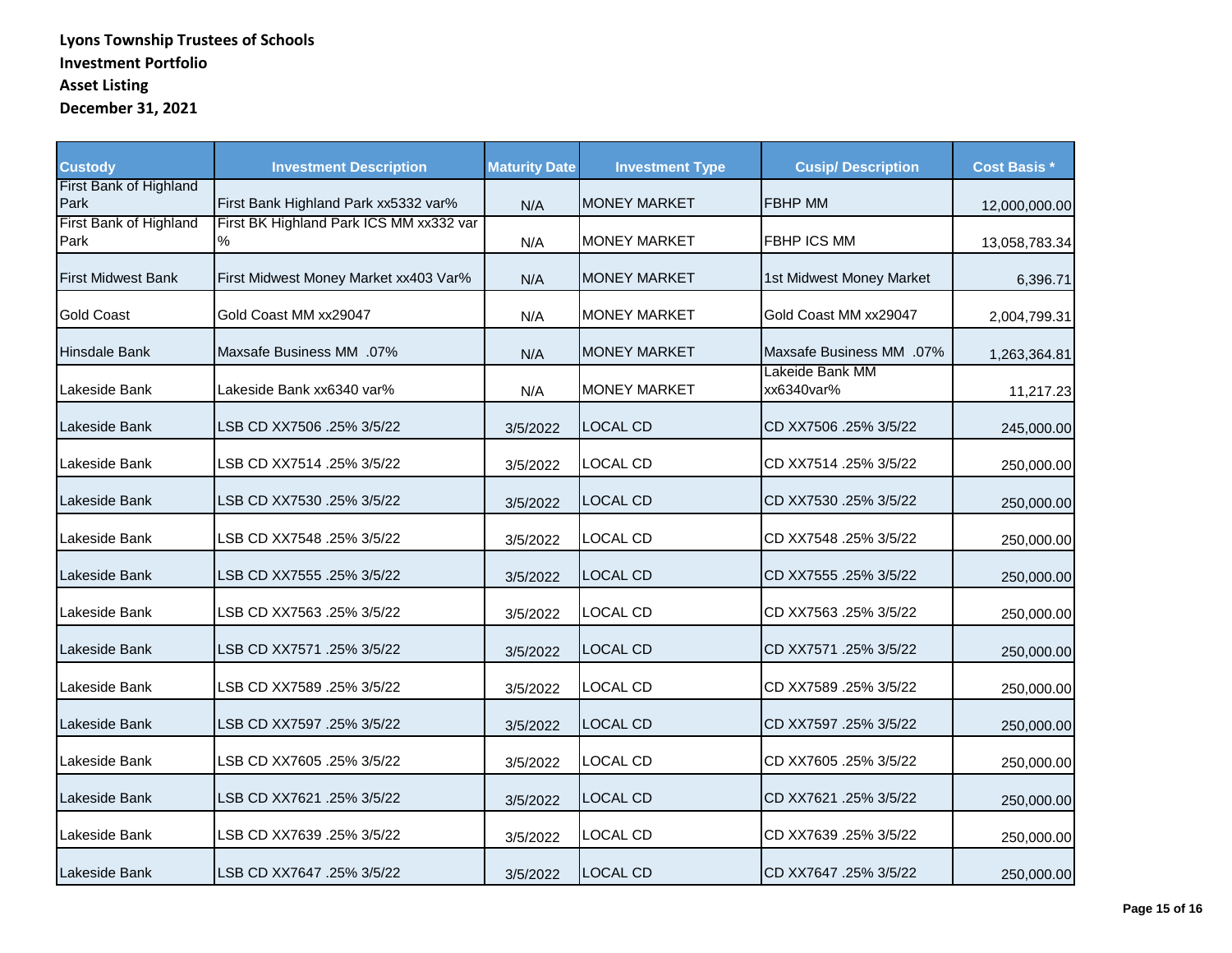**Lyons Township Trustees of Schools**
**Investment Portfolio**
**Asset Listing**
**December 31, 2021**

| Custody | Investment Description | Maturity Date | Investment Type | Cusip/ Description | Cost Basis * |
|---|---|---|---|---|---|
| First Bank of Highland Park | First Bank Highland Park xx5332 var% | N/A | MONEY MARKET | FBHP MM | 12,000,000.00 |
| First Bank of Highland Park | First BK Highland Park ICS MM xx332 var % | N/A | MONEY MARKET | FBHP ICS MM | 13,058,783.34 |
| First Midwest Bank | First Midwest Money Market xx403 Var% | N/A | MONEY MARKET | 1st Midwest Money Market | 6,396.71 |
| Gold Coast | Gold Coast MM xx29047 | N/A | MONEY MARKET | Gold Coast MM xx29047 | 2,004,799.31 |
| Hinsdale Bank | Maxsafe Business MM .07% | N/A | MONEY MARKET | Maxsafe Business MM .07% | 1,263,364.81 |
| Lakeside Bank | Lakeside Bank xx6340 var% | N/A | MONEY MARKET | Lakeide Bank MM xx6340var% | 11,217.23 |
| Lakeside Bank | LSB CD XX7506 .25% 3/5/22 | 3/5/2022 | LOCAL CD | CD XX7506 .25% 3/5/22 | 245,000.00 |
| Lakeside Bank | LSB CD XX7514 .25% 3/5/22 | 3/5/2022 | LOCAL CD | CD XX7514 .25% 3/5/22 | 250,000.00 |
| Lakeside Bank | LSB CD XX7530 .25% 3/5/22 | 3/5/2022 | LOCAL CD | CD XX7530 .25% 3/5/22 | 250,000.00 |
| Lakeside Bank | LSB CD XX7548 .25% 3/5/22 | 3/5/2022 | LOCAL CD | CD XX7548 .25% 3/5/22 | 250,000.00 |
| Lakeside Bank | LSB CD XX7555 .25% 3/5/22 | 3/5/2022 | LOCAL CD | CD XX7555 .25% 3/5/22 | 250,000.00 |
| Lakeside Bank | LSB CD XX7563 .25% 3/5/22 | 3/5/2022 | LOCAL CD | CD XX7563 .25% 3/5/22 | 250,000.00 |
| Lakeside Bank | LSB CD XX7571 .25% 3/5/22 | 3/5/2022 | LOCAL CD | CD XX7571 .25% 3/5/22 | 250,000.00 |
| Lakeside Bank | LSB CD XX7589 .25% 3/5/22 | 3/5/2022 | LOCAL CD | CD XX7589 .25% 3/5/22 | 250,000.00 |
| Lakeside Bank | LSB CD XX7597 .25% 3/5/22 | 3/5/2022 | LOCAL CD | CD XX7597 .25% 3/5/22 | 250,000.00 |
| Lakeside Bank | LSB CD XX7605 .25% 3/5/22 | 3/5/2022 | LOCAL CD | CD XX7605 .25% 3/5/22 | 250,000.00 |
| Lakeside Bank | LSB CD XX7621 .25% 3/5/22 | 3/5/2022 | LOCAL CD | CD XX7621 .25% 3/5/22 | 250,000.00 |
| Lakeside Bank | LSB CD XX7639 .25% 3/5/22 | 3/5/2022 | LOCAL CD | CD XX7639 .25% 3/5/22 | 250,000.00 |
| Lakeside Bank | LSB CD XX7647 .25% 3/5/22 | 3/5/2022 | LOCAL CD | CD XX7647 .25% 3/5/22 | 250,000.00 |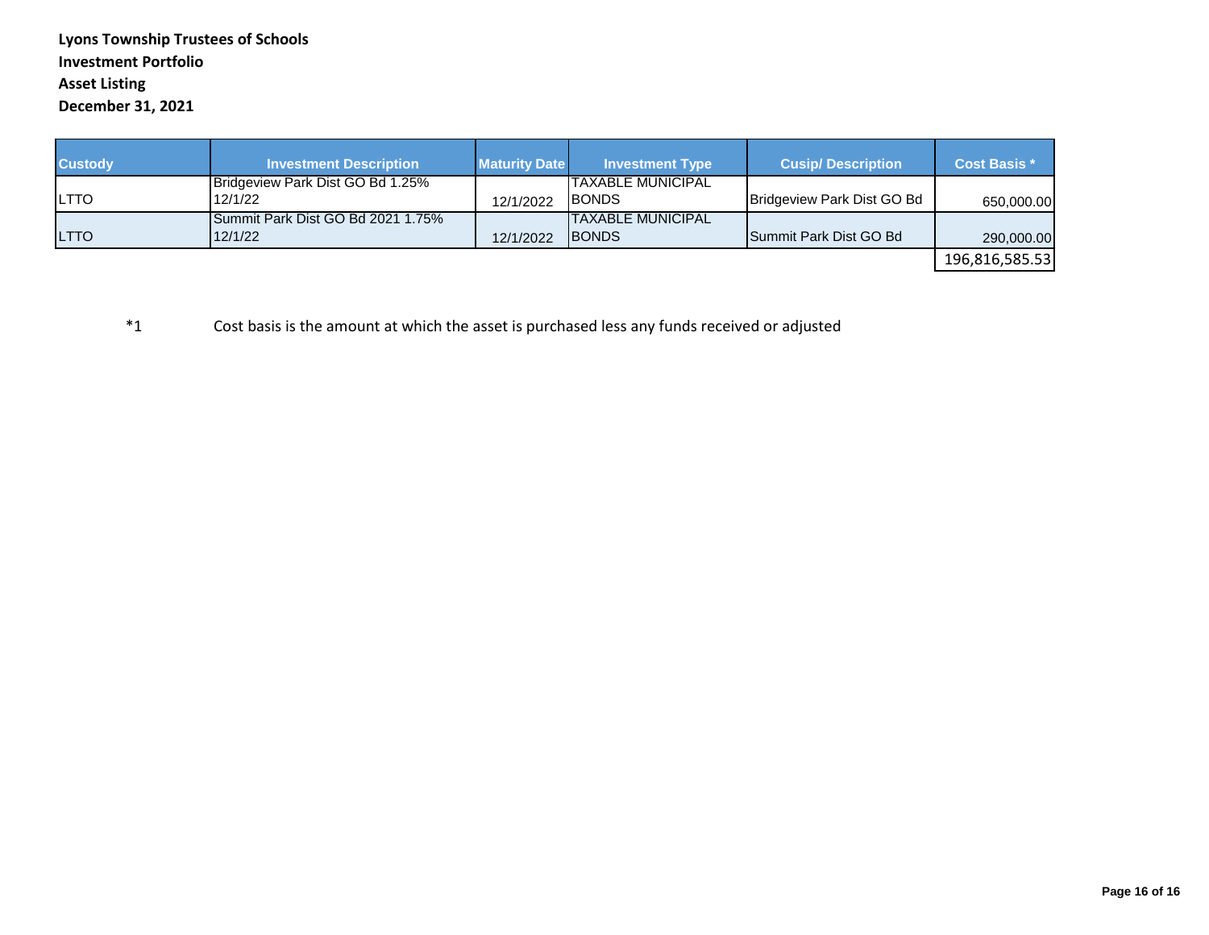**Lyons Township Trustees of Schools**
**Investment Portfolio**
**Asset Listing**
**December 31, 2021**

| Custody | Investment Description | Maturity Date | Investment Type | Cusip/ Description | Cost Basis * |
|---|---|---|---|---|---|
| LTTO | Bridgeview Park Dist GO Bd 1.25% 12/1/22 | 12/1/2022 | TAXABLE MUNICIPAL BONDS | Bridgeview Park Dist GO Bd | 650,000.00 |
| LTTO | Summit Park Dist GO Bd 2021 1.75% 12/1/22 | 12/1/2022 | TAXABLE MUNICIPAL BONDS | Summit Park Dist GO Bd | 290,000.00 |
| | | | | | 196,816,585.53 |

*1 Cost basis is the amount at which the asset is purchased less any funds received or adjusted